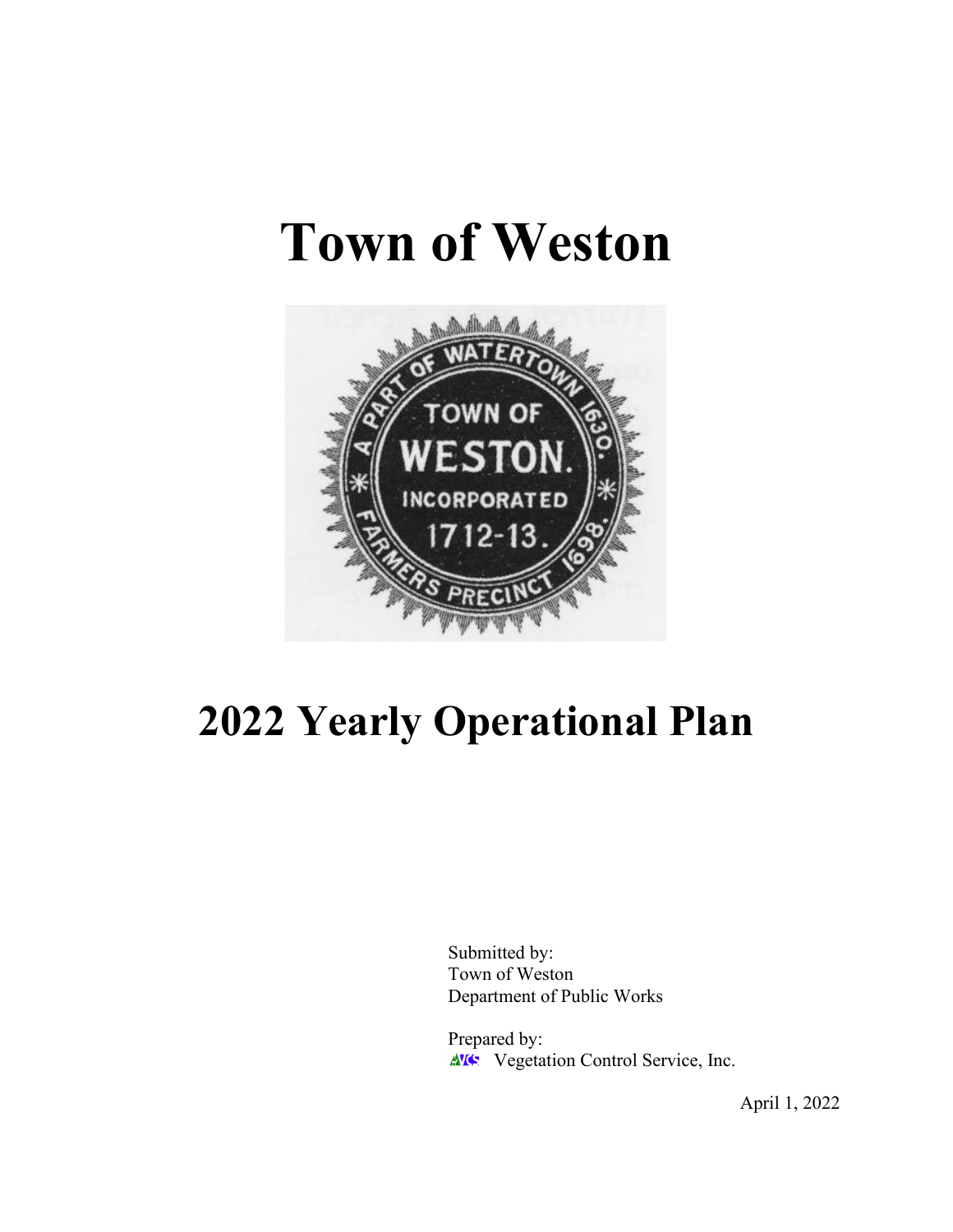# Town of Weston

# 2022 Yearly Operational Plan

Submitted by:
Town of Weston
Department of Public Works

Prepared by:
Vegetation Control Service, Inc.

April 1, 2022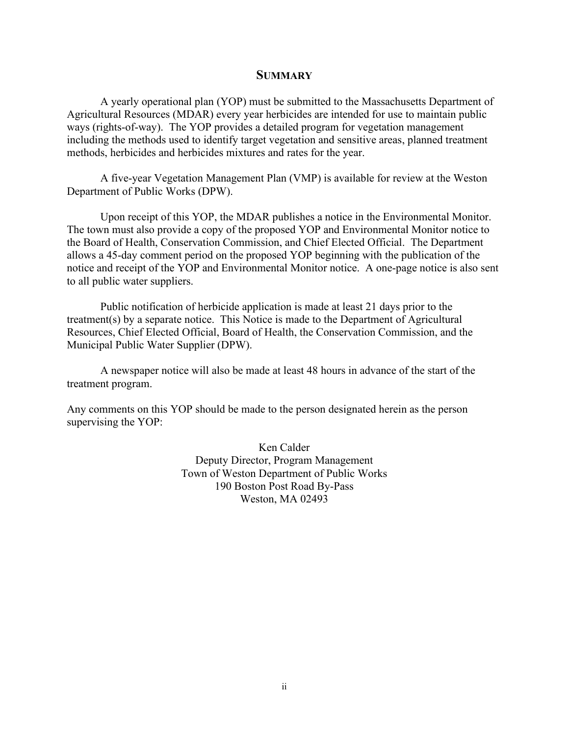## SUMMARY

A yearly operational plan (YOP) must be submitted to the Massachusetts Department of Agricultural Resources (MDAR) every year herbicides are intended for use to maintain public ways (rights-of-way). The YOP provides a detailed program for vegetation management including the methods used to identify target vegetation and sensitive areas, planned treatment methods, herbicides and herbicides mixtures and rates for the year.

A five-year Vegetation Management Plan (VMP) is available for review at the Weston Department of Public Works (DPW).

Upon receipt of this YOP, the MDAR publishes a notice in the Environmental Monitor. The town must also provide a copy of the proposed YOP and Environmental Monitor notice to the Board of Health, Conservation Commission, and Chief Elected Official. The Department allows a 45-day comment period on the proposed YOP beginning with the publication of the notice and receipt of the YOP and Environmental Monitor notice. A one-page notice is also sent to all public water suppliers.

Public notification of herbicide application is made at least 21 days prior to the treatment(s) by a separate notice. This Notice is made to the Department of Agricultural Resources, Chief Elected Official, Board of Health, the Conservation Commission, and the Municipal Public Water Supplier (DPW).

A newspaper notice will also be made at least 48 hours in advance of the start of the treatment program.

Any comments on this YOP should be made to the person designated herein as the person supervising the YOP:

Ken Calder  
Deputy Director, Program Management  
Town of Weston Department of Public Works  
190 Boston Post Road By-Pass  
Weston, MA 02493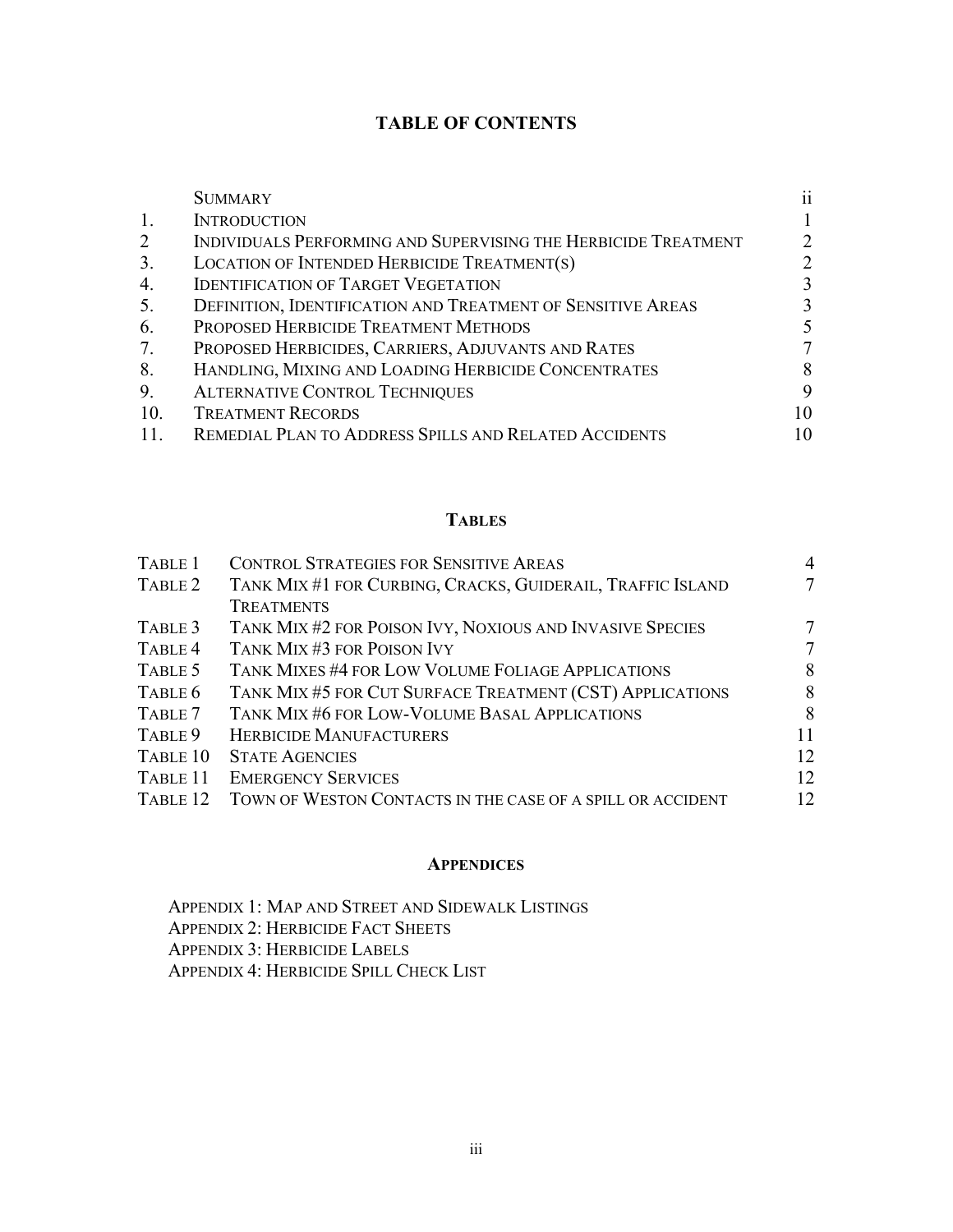# TABLE OF CONTENTS

| | | |
|---|---|---|
| | SUMMARY | ii |
| 1. | INTRODUCTION | 1 |
| 2 | INDIVIDUALS PERFORMING AND SUPERVISING THE HERBICIDE TREATMENT | 2 |
| 3. | LOCATION OF INTENDED HERBICIDE TREATMENT(S) | 2 |
| 4. | IDENTIFICATION OF TARGET VEGETATION | 3 |
| 5. | DEFINITION, IDENTIFICATION AND TREATMENT OF SENSITIVE AREAS | 3 |
| 6. | PROPOSED HERBICIDE TREATMENT METHODS | 5 |
| 7. | PROPOSED HERBICIDES, CARRIERS, ADJUVANTS AND RATES | 7 |
| 8. | HANDLING, MIXING AND LOADING HERBICIDE CONCENTRATES | 8 |
| 9. | ALTERNATIVE CONTROL TECHNIQUES | 9 |
| 10. | TREATMENT RECORDS | 10 |
| 11. | REMEDIAL PLAN TO ADDRESS SPILLS AND RELATED ACCIDENTS | 10 |

## TABLES

| | | |
|---|---|---|
| TABLE 1 | CONTROL STRATEGIES FOR SENSITIVE AREAS | 4 |
| TABLE 2 | TANK MIX #1 FOR CURBING, CRACKS, GUIDERAIL, TRAFFIC ISLAND TREATMENTS | 7 |
| TABLE 3 | TANK MIX #2 FOR POISON IVY, NOXIOUS AND INVASIVE SPECIES | 7 |
| TABLE 4 | TANK MIX #3 FOR POISON IVY | 7 |
| TABLE 5 | TANK MIXES #4 FOR LOW VOLUME FOLIAGE APPLICATIONS | 8 |
| TABLE 6 | TANK MIX #5 FOR CUT SURFACE TREATMENT (CST) APPLICATIONS | 8 |
| TABLE 7 | TANK MIX #6 FOR LOW-VOLUME BASAL APPLICATIONS | 8 |
| TABLE 9 | HERBICIDE MANUFACTURERS | 11 |
| TABLE 10 | STATE AGENCIES | 12 |
| TABLE 11 | EMERGENCY SERVICES | 12 |
| TABLE 12 | TOWN OF WESTON CONTACTS IN THE CASE OF A SPILL OR ACCIDENT | 12 |

## APPENDICES

APPENDIX 1: MAP AND STREET AND SIDEWALK LISTINGS
APPENDIX 2: HERBICIDE FACT SHEETS
APPENDIX 3: HERBICIDE LABELS
APPENDIX 4: HERBICIDE SPILL CHECK LIST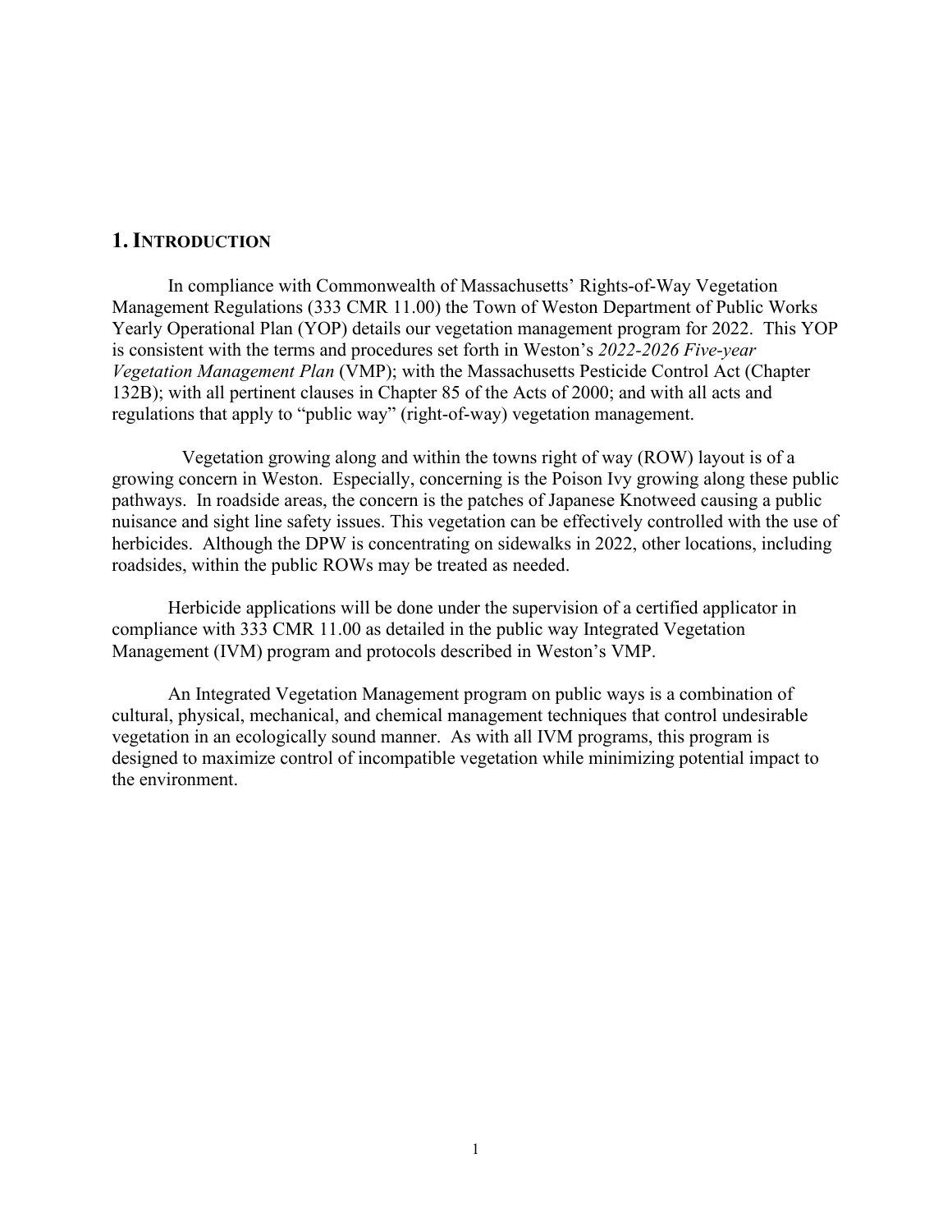# 1. INTRODUCTION

In compliance with Commonwealth of Massachusetts' Rights-of-Way Vegetation Management Regulations (333 CMR 11.00) the Town of Weston Department of Public Works Yearly Operational Plan (YOP) details our vegetation management program for 2022. This YOP is consistent with the terms and procedures set forth in Weston's *2022-2026 Five-year Vegetation Management Plan* (VMP); with the Massachusetts Pesticide Control Act (Chapter 132B); with all pertinent clauses in Chapter 85 of the Acts of 2000; and with all acts and regulations that apply to "public way" (right-of-way) vegetation management.

Vegetation growing along and within the towns right of way (ROW) layout is of a growing concern in Weston. Especially, concerning is the Poison Ivy growing along these public pathways. In roadside areas, the concern is the patches of Japanese Knotweed causing a public nuisance and sight line safety issues. This vegetation can be effectively controlled with the use of herbicides. Although the DPW is concentrating on sidewalks in 2022, other locations, including roadsides, within the public ROWs may be treated as needed.

Herbicide applications will be done under the supervision of a certified applicator in compliance with 333 CMR 11.00 as detailed in the public way Integrated Vegetation Management (IVM) program and protocols described in Weston's VMP.

An Integrated Vegetation Management program on public ways is a combination of cultural, physical, mechanical, and chemical management techniques that control undesirable vegetation in an ecologically sound manner. As with all IVM programs, this program is designed to maximize control of incompatible vegetation while minimizing potential impact to the environment.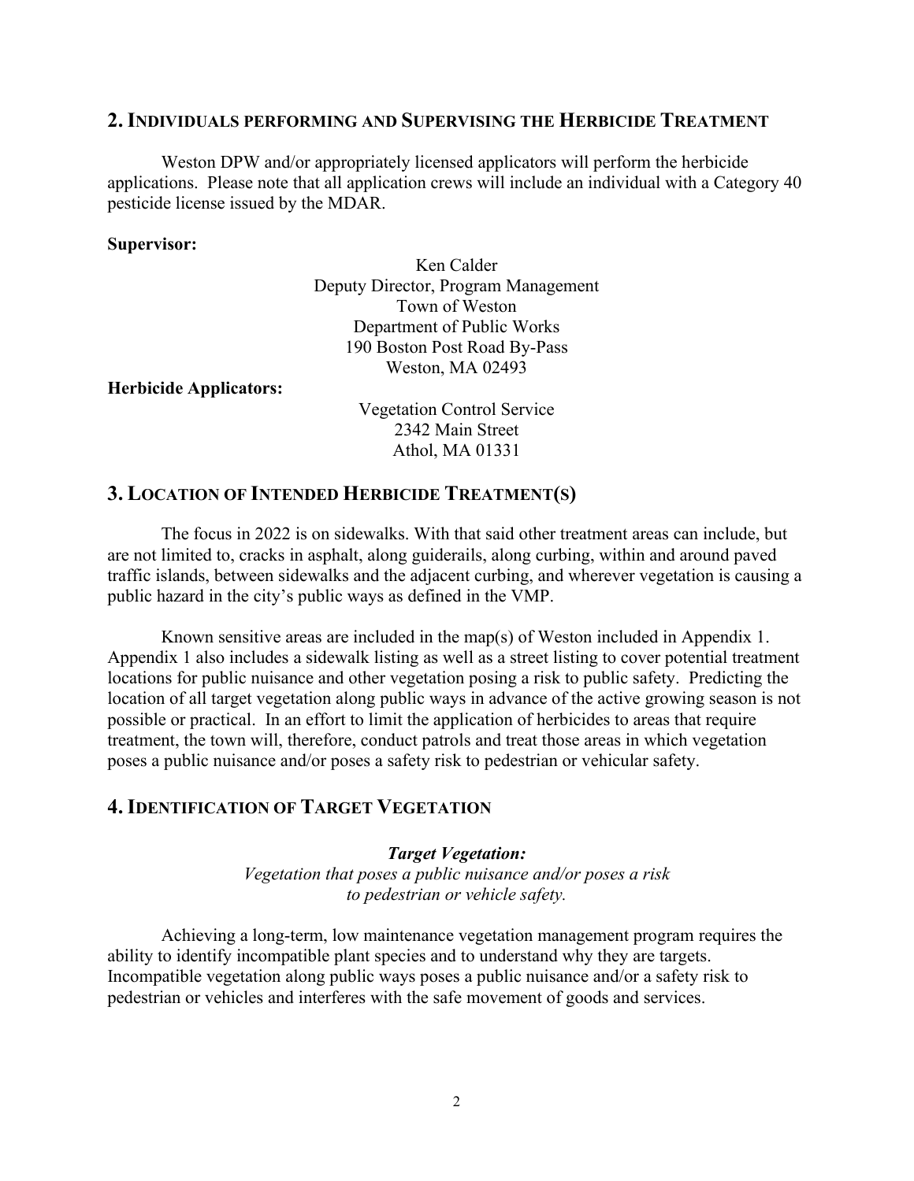## 2. Individuals performing and Supervising the Herbicide Treatment

Weston DPW and/or appropriately licensed applicators will perform the herbicide applications. Please note that all application crews will include an individual with a Category 40 pesticide license issued by the MDAR.

**Supervisor:**

Ken Calder
Deputy Director, Program Management
Town of Weston
Department of Public Works
190 Boston Post Road By-Pass
Weston, MA 02493

**Herbicide Applicators:**

Vegetation Control Service
2342 Main Street
Athol, MA 01331

## 3. Location of Intended Herbicide Treatment(s)

The focus in 2022 is on sidewalks. With that said other treatment areas can include, but are not limited to, cracks in asphalt, along guiderails, along curbing, within and around paved traffic islands, between sidewalks and the adjacent curbing, and wherever vegetation is causing a public hazard in the city's public ways as defined in the VMP.

Known sensitive areas are included in the map(s) of Weston included in Appendix 1. Appendix 1 also includes a sidewalk listing as well as a street listing to cover potential treatment locations for public nuisance and other vegetation posing a risk to public safety. Predicting the location of all target vegetation along public ways in advance of the active growing season is not possible or practical. In an effort to limit the application of herbicides to areas that require treatment, the town will, therefore, conduct patrols and treat those areas in which vegetation poses a public nuisance and/or poses a safety risk to pedestrian or vehicular safety.

## 4. Identification of Target Vegetation

***Target Vegetation:***

*Vegetation that poses a public nuisance and/or poses a risk to pedestrian or vehicle safety.*

Achieving a long-term, low maintenance vegetation management program requires the ability to identify incompatible plant species and to understand why they are targets. Incompatible vegetation along public ways poses a public nuisance and/or a safety risk to pedestrian or vehicles and interferes with the safe movement of goods and services.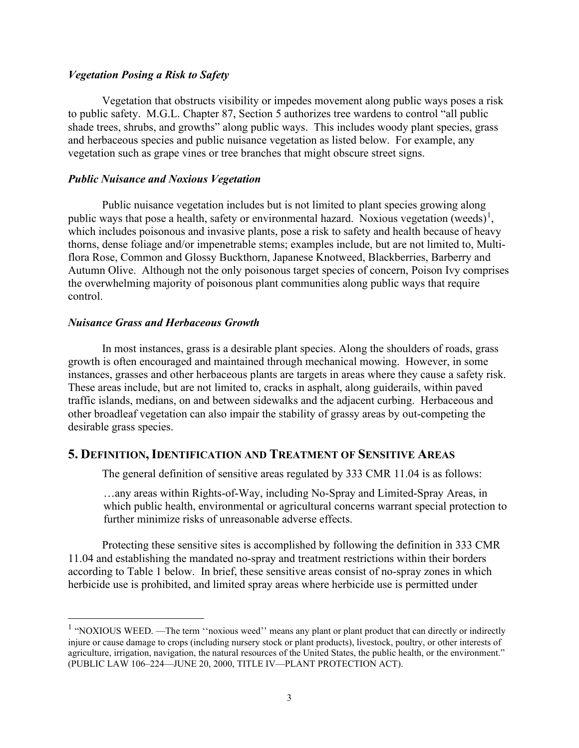### *Vegetation Posing a Risk to Safety*

Vegetation that obstructs visibility or impedes movement along public ways poses a risk to public safety. M.G.L. Chapter 87, Section 5 authorizes tree wardens to control "all public shade trees, shrubs, and growths" along public ways. This includes woody plant species, grass and herbaceous species and public nuisance vegetation as listed below. For example, any vegetation such as grape vines or tree branches that might obscure street signs.

### *Public Nuisance and Noxious Vegetation*

Public nuisance vegetation includes but is not limited to plant species growing along public ways that pose a health, safety or environmental hazard. Noxious vegetation (weeds)[1], which includes poisonous and invasive plants, pose a risk to safety and health because of heavy thorns, dense foliage and/or impenetrable stems; examples include, but are not limited to, Multi-flora Rose, Common and Glossy Buckthorn, Japanese Knotweed, Blackberries, Barberry and Autumn Olive. Although not the only poisonous target species of concern, Poison Ivy comprises the overwhelming majority of poisonous plant communities along public ways that require control.

### *Nuisance Grass and Herbaceous Growth*

In most instances, grass is a desirable plant species. Along the shoulders of roads, grass growth is often encouraged and maintained through mechanical mowing. However, in some instances, grasses and other herbaceous plants are targets in areas where they cause a safety risk. These areas include, but are not limited to, cracks in asphalt, along guiderails, within paved traffic islands, medians, on and between sidewalks and the adjacent curbing. Herbaceous and other broadleaf vegetation can also impair the stability of grassy areas by out-competing the desirable grass species.

## 5. DEFINITION, IDENTIFICATION AND TREATMENT OF SENSITIVE AREAS

The general definition of sensitive areas regulated by 333 CMR 11.04 is as follows:

> …any areas within Rights-of-Way, including No-Spray and Limited-Spray Areas, in which public health, environmental or agricultural concerns warrant special protection to further minimize risks of unreasonable adverse effects.

Protecting these sensitive sites is accomplished by following the definition in 333 CMR 11.04 and establishing the mandated no-spray and treatment restrictions within their borders according to Table 1 below. In brief, these sensitive areas consist of no-spray zones in which herbicide use is prohibited, and limited spray areas where herbicide use is permitted under

---

[1] "NOXIOUS WEED. —The term ''noxious weed'' means any plant or plant product that can directly or indirectly injure or cause damage to crops (including nursery stock or plant products), livestock, poultry, or other interests of agriculture, irrigation, navigation, the natural resources of the United States, the public health, or the environment." (PUBLIC LAW 106–224—JUNE 20, 2000, TITLE IV—PLANT PROTECTION ACT).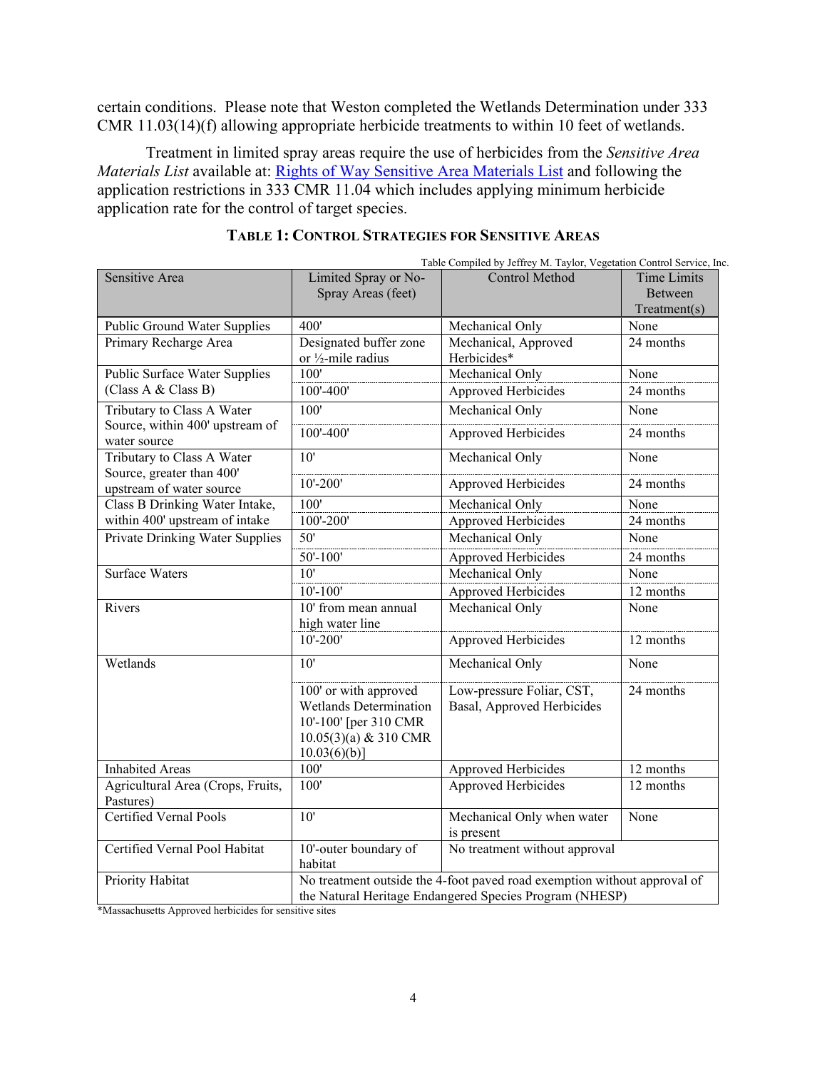certain conditions. Please note that Weston completed the Wetlands Determination under 333 CMR 11.03(14)(f) allowing appropriate herbicide treatments to within 10 feet of wetlands.

Treatment in limited spray areas require the use of herbicides from the *Sensitive Area Materials List* available at: [Rights of Way Sensitive Area Materials List]() and following the application restrictions in 333 CMR 11.04 which includes applying minimum herbicide application rate for the control of target species.

**TABLE 1: CONTROL STRATEGIES FOR SENSITIVE AREAS**

Table Compiled by Jeffrey M. Taylor, Vegetation Control Service, Inc.

| Sensitive Area | Limited Spray or No-Spray Areas (feet) | Control Method | Time Limits Between Treatment(s) |
|---|---|---|---|
| Public Ground Water Supplies | 400' | Mechanical Only | None |
| Primary Recharge Area | Designated buffer zone or ½-mile radius | Mechanical, Approved Herbicides* | 24 months |
| Public Surface Water Supplies (Class A & Class B) | 100' | Mechanical Only | None |
| | 100'-400' | Approved Herbicides | 24 months |
| Tributary to Class A Water Source, within 400' upstream of water source | 100' | Mechanical Only | None |
| | 100'-400' | Approved Herbicides | 24 months |
| Tributary to Class A Water Source, greater than 400' upstream of water source | 10' | Mechanical Only | None |
| | 10'-200' | Approved Herbicides | 24 months |
| Class B Drinking Water Intake, within 400' upstream of intake | 100' | Mechanical Only | None |
| | 100'-200' | Approved Herbicides | 24 months |
| Private Drinking Water Supplies | 50' | Mechanical Only | None |
| | 50'-100' | Approved Herbicides | 24 months |
| Surface Waters | 10' | Mechanical Only | None |
| | 10'-100' | Approved Herbicides | 12 months |
| Rivers | 10' from mean annual high water line | Mechanical Only | None |
| | 10'-200' | Approved Herbicides | 12 months |
| Wetlands | 10' | Mechanical Only | None |
| | 100' or with approved Wetlands Determination 10'-100' [per 310 CMR 10.05(3)(a) & 310 CMR 10.03(6)(b)] | Low-pressure Foliar, CST, Basal, Approved Herbicides | 24 months |
| Inhabited Areas | 100' | Approved Herbicides | 12 months |
| Agricultural Area (Crops, Fruits, Pastures) | 100' | Approved Herbicides | 12 months |
| Certified Vernal Pools | 10' | Mechanical Only when water is present | None |
| Certified Vernal Pool Habitat | 10'-outer boundary of habitat | No treatment without approval | |
| Priority Habitat | No treatment outside the 4-foot paved road exemption without approval of the Natural Heritage Endangered Species Program (NHESP) | | |

*Massachusetts Approved herbicides for sensitive sites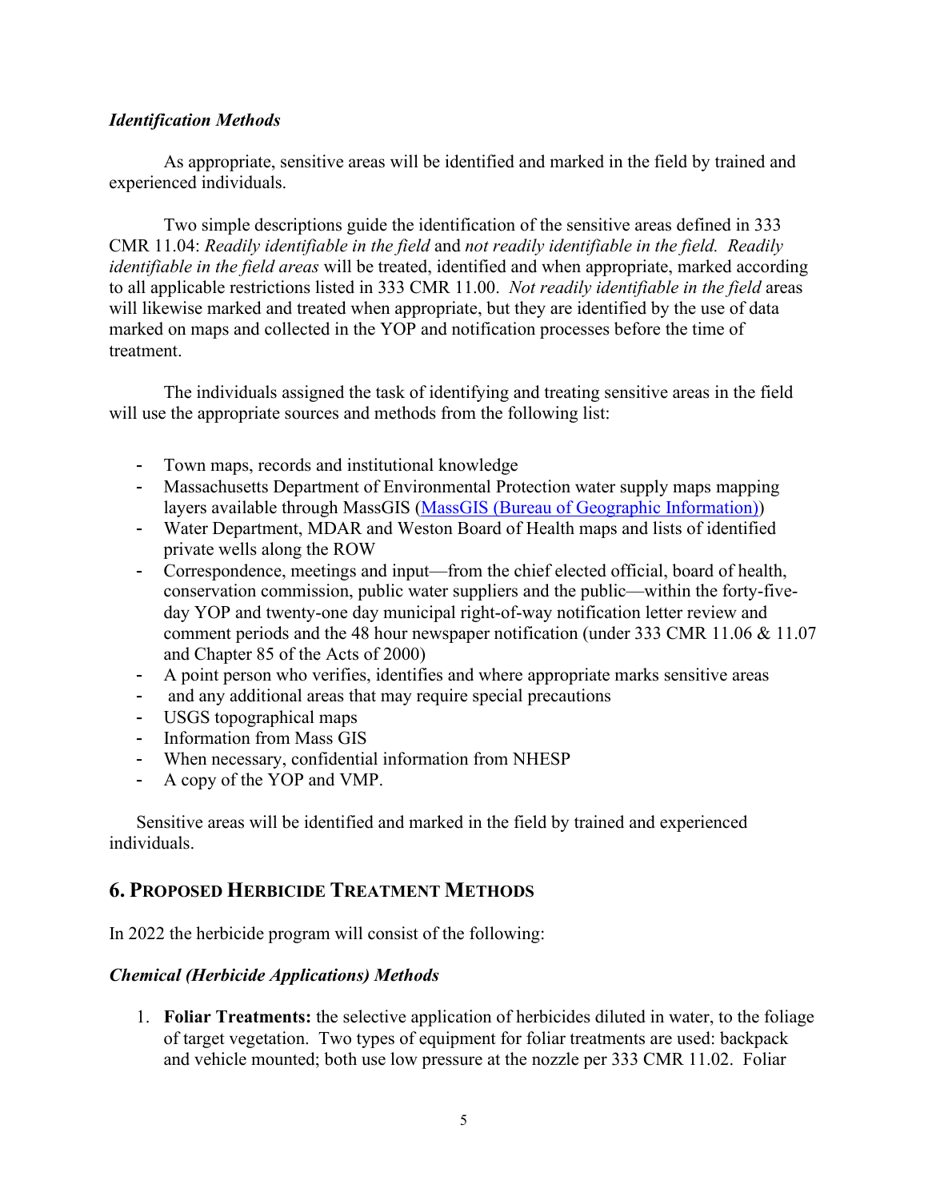### *Identification Methods*

As appropriate, sensitive areas will be identified and marked in the field by trained and experienced individuals.

Two simple descriptions guide the identification of the sensitive areas defined in 333 CMR 11.04: *Readily identifiable in the field* and *not readily identifiable in the field. Readily identifiable in the field areas* will be treated, identified and when appropriate, marked according to all applicable restrictions listed in 333 CMR 11.00. *Not readily identifiable in the field* areas will likewise marked and treated when appropriate, but they are identified by the use of data marked on maps and collected in the YOP and notification processes before the time of treatment.

The individuals assigned the task of identifying and treating sensitive areas in the field will use the appropriate sources and methods from the following list:

- Town maps, records and institutional knowledge
- Massachusetts Department of Environmental Protection water supply maps mapping layers available through MassGIS (MassGIS (Bureau of Geographic Information))
- Water Department, MDAR and Weston Board of Health maps and lists of identified private wells along the ROW
- Correspondence, meetings and input—from the chief elected official, board of health, conservation commission, public water suppliers and the public—within the forty-five-day YOP and twenty-one day municipal right-of-way notification letter review and comment periods and the 48 hour newspaper notification (under 333 CMR 11.06 & 11.07 and Chapter 85 of the Acts of 2000)
- A point person who verifies, identifies and where appropriate marks sensitive areas
- and any additional areas that may require special precautions
- USGS topographical maps
- Information from Mass GIS
- When necessary, confidential information from NHESP
- A copy of the YOP and VMP.

Sensitive areas will be identified and marked in the field by trained and experienced individuals.

## 6. Proposed Herbicide Treatment Methods

In 2022 the herbicide program will consist of the following:

### *Chemical (Herbicide Applications) Methods*

1. **Foliar Treatments:** the selective application of herbicides diluted in water, to the foliage of target vegetation. Two types of equipment for foliar treatments are used: backpack and vehicle mounted; both use low pressure at the nozzle per 333 CMR 11.02. Foliar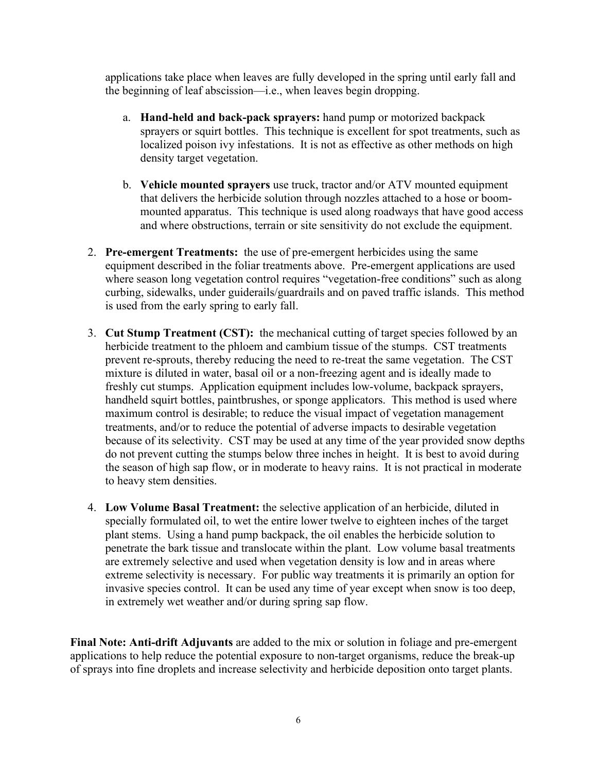applications take place when leaves are fully developed in the spring until early fall and the beginning of leaf abscission—i.e., when leaves begin dropping.

a. **Hand-held and back-pack sprayers:** hand pump or motorized backpack sprayers or squirt bottles. This technique is excellent for spot treatments, such as localized poison ivy infestations. It is not as effective as other methods on high density target vegetation.

b. **Vehicle mounted sprayers** use truck, tractor and/or ATV mounted equipment that delivers the herbicide solution through nozzles attached to a hose or boom-mounted apparatus. This technique is used along roadways that have good access and where obstructions, terrain or site sensitivity do not exclude the equipment.

2. **Pre-emergent Treatments:** the use of pre-emergent herbicides using the same equipment described in the foliar treatments above. Pre-emergent applications are used where season long vegetation control requires "vegetation-free conditions" such as along curbing, sidewalks, under guiderails/guardrails and on paved traffic islands. This method is used from the early spring to early fall.

3. **Cut Stump Treatment (CST):** the mechanical cutting of target species followed by an herbicide treatment to the phloem and cambium tissue of the stumps. CST treatments prevent re-sprouts, thereby reducing the need to re-treat the same vegetation. The CST mixture is diluted in water, basal oil or a non-freezing agent and is ideally made to freshly cut stumps. Application equipment includes low-volume, backpack sprayers, handheld squirt bottles, paintbrushes, or sponge applicators. This method is used where maximum control is desirable; to reduce the visual impact of vegetation management treatments, and/or to reduce the potential of adverse impacts to desirable vegetation because of its selectivity. CST may be used at any time of the year provided snow depths do not prevent cutting the stumps below three inches in height. It is best to avoid during the season of high sap flow, or in moderate to heavy rains. It is not practical in moderate to heavy stem densities.

4. **Low Volume Basal Treatment:** the selective application of an herbicide, diluted in specially formulated oil, to wet the entire lower twelve to eighteen inches of the target plant stems. Using a hand pump backpack, the oil enables the herbicide solution to penetrate the bark tissue and translocate within the plant. Low volume basal treatments are extremely selective and used when vegetation density is low and in areas where extreme selectivity is necessary. For public way treatments it is primarily an option for invasive species control. It can be used any time of year except when snow is too deep, in extremely wet weather and/or during spring sap flow.

**Final Note: Anti-drift Adjuvants** are added to the mix or solution in foliage and pre-emergent applications to help reduce the potential exposure to non-target organisms, reduce the break-up of sprays into fine droplets and increase selectivity and herbicide deposition onto target plants.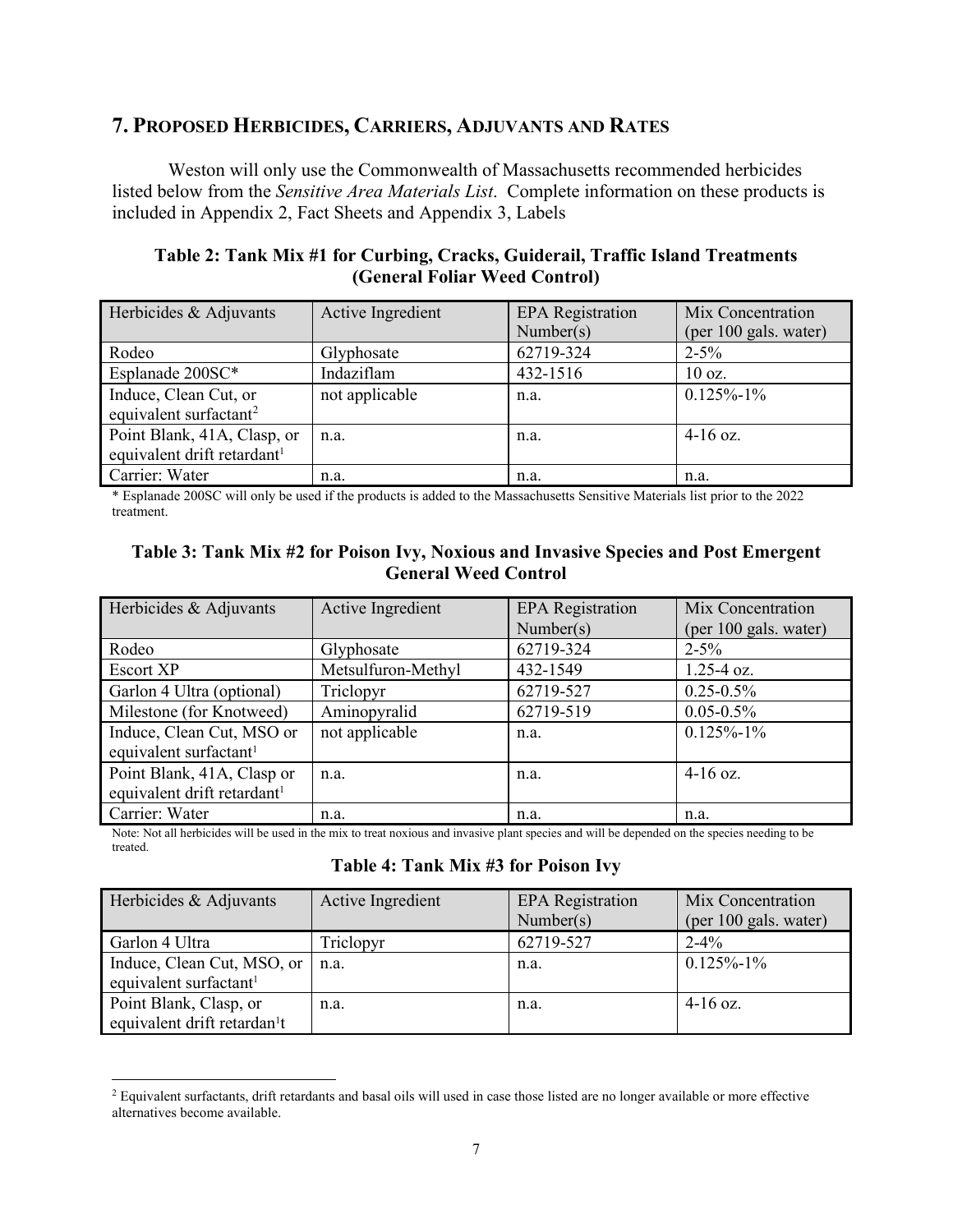## 7. Proposed Herbicides, Carriers, Adjuvants and Rates

Weston will only use the Commonwealth of Massachusetts recommended herbicides listed below from the *Sensitive Area Materials List*. Complete information on these products is included in Appendix 2, Fact Sheets and Appendix 3, Labels

**Table 2: Tank Mix #1 for Curbing, Cracks, Guiderail, Traffic Island Treatments (General Foliar Weed Control)**

| Herbicides & Adjuvants | Active Ingredient | EPA Registration Number(s) | Mix Concentration (per 100 gals. water) |
|---|---|---|---|
| Rodeo | Glyphosate | 62719-324 | 2-5% |
| Esplanade 200SC* | Indaziflam | 432-1516 | 10 oz. |
| Induce, Clean Cut, or equivalent surfactant[2] | not applicable | n.a. | 0.125%-1% |
| Point Blank, 41A, Clasp, or equivalent drift retardant[1] | n.a. | n.a. | 4-16 oz. |
| Carrier: Water | n.a. | n.a. | n.a. |

* Esplanade 200SC will only be used if the products is added to the Massachusetts Sensitive Materials list prior to the 2022 treatment.

**Table 3: Tank Mix #2 for Poison Ivy, Noxious and Invasive Species and Post Emergent General Weed Control**

| Herbicides & Adjuvants | Active Ingredient | EPA Registration Number(s) | Mix Concentration (per 100 gals. water) |
|---|---|---|---|
| Rodeo | Glyphosate | 62719-324 | 2-5% |
| Escort XP | Metsulfuron-Methyl | 432-1549 | 1.25-4 oz. |
| Garlon 4 Ultra (optional) | Triclopyr | 62719-527 | 0.25-0.5% |
| Milestone (for Knotweed) | Aminopyralid | 62719-519 | 0.05-0.5% |
| Induce, Clean Cut, MSO or equivalent surfactant[1] | not applicable | n.a. | 0.125%-1% |
| Point Blank, 41A, Clasp or equivalent drift retardant[1] | n.a. | n.a. | 4-16 oz. |
| Carrier: Water | n.a. | n.a. | n.a. |

Note: Not all herbicides will be used in the mix to treat noxious and invasive plant species and will be depended on the species needing to be treated.

**Table 4: Tank Mix #3 for Poison Ivy**

| Herbicides & Adjuvants | Active Ingredient | EPA Registration Number(s) | Mix Concentration (per 100 gals. water) |
|---|---|---|---|
| Garlon 4 Ultra | Triclopyr | 62719-527 | 2-4% |
| Induce, Clean Cut, MSO, or equivalent surfactant[1] | n.a. | n.a. | 0.125%-1% |
| Point Blank, Clasp, or equivalent drift retardan[1]t | n.a. | n.a. | 4-16 oz. |

[2] Equivalent surfactants, drift retardants and basal oils will used in case those listed are no longer available or more effective alternatives become available.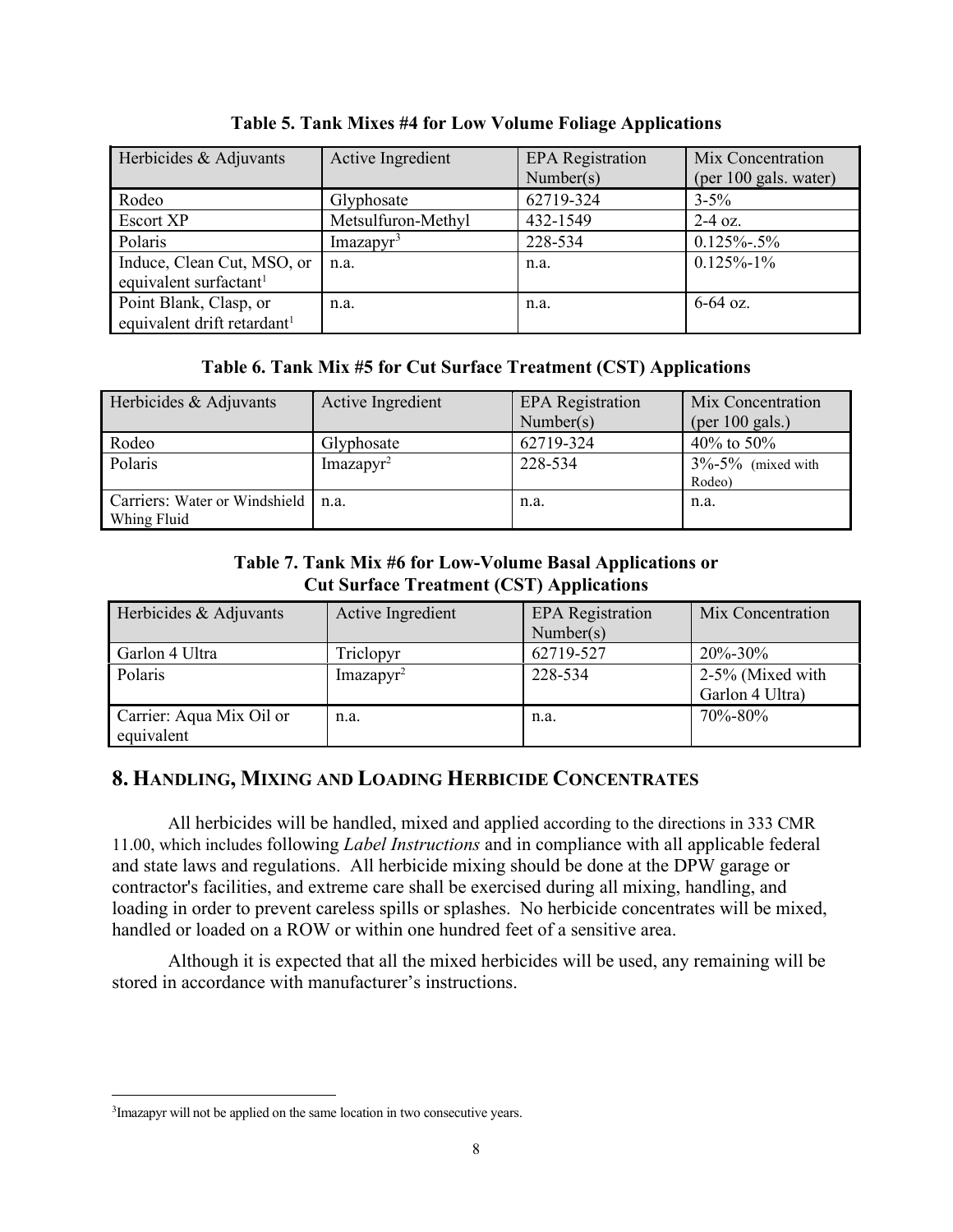**Table 5. Tank Mixes #4 for Low Volume Foliage Applications**

| Herbicides & Adjuvants | Active Ingredient | EPA Registration Number(s) | Mix Concentration (per 100 gals. water) |
|---|---|---|---|
| Rodeo | Glyphosate | 62719-324 | 3-5% |
| Escort XP | Metsulfuron-Methyl | 432-1549 | 2-4 oz. |
| Polaris | Imazapyr[3] | 228-534 | 0.125%-.5% |
| Induce, Clean Cut, MSO, or equivalent surfactant[1] | n.a. | n.a. | 0.125%-1% |
| Point Blank, Clasp, or equivalent drift retardant[1] | n.a. | n.a. | 6-64 oz. |

**Table 6. Tank Mix #5 for Cut Surface Treatment (CST) Applications**

| Herbicides & Adjuvants | Active Ingredient | EPA Registration Number(s) | Mix Concentration (per 100 gals.) |
|---|---|---|---|
| Rodeo | Glyphosate | 62719-324 | 40% to 50% |
| Polaris | Imazapyr[2] | 228-534 | 3%-5% (mixed with Rodeo) |
| Carriers: Water or Windshield Whing Fluid | n.a. | n.a. | n.a. |

**Table 7. Tank Mix #6 for Low-Volume Basal Applications or Cut Surface Treatment (CST) Applications**

| Herbicides & Adjuvants | Active Ingredient | EPA Registration Number(s) | Mix Concentration |
|---|---|---|---|
| Garlon 4 Ultra | Triclopyr | 62719-527 | 20%-30% |
| Polaris | Imazapyr[2] | 228-534 | 2-5% (Mixed with Garlon 4 Ultra) |
| Carrier: Aqua Mix Oil or equivalent | n.a. | n.a. | 70%-80% |

## 8. Handling, Mixing and Loading Herbicide Concentrates

All herbicides will be handled, mixed and applied according to the directions in 333 CMR 11.00, which includes following *Label Instructions* and in compliance with all applicable federal and state laws and regulations. All herbicide mixing should be done at the DPW garage or contractor's facilities, and extreme care shall be exercised during all mixing, handling, and loading in order to prevent careless spills or splashes. No herbicide concentrates will be mixed, handled or loaded on a ROW or within one hundred feet of a sensitive area.

Although it is expected that all the mixed herbicides will be used, any remaining will be stored in accordance with manufacturer's instructions.

---

[3] Imazapyr will not be applied on the same location in two consecutive years.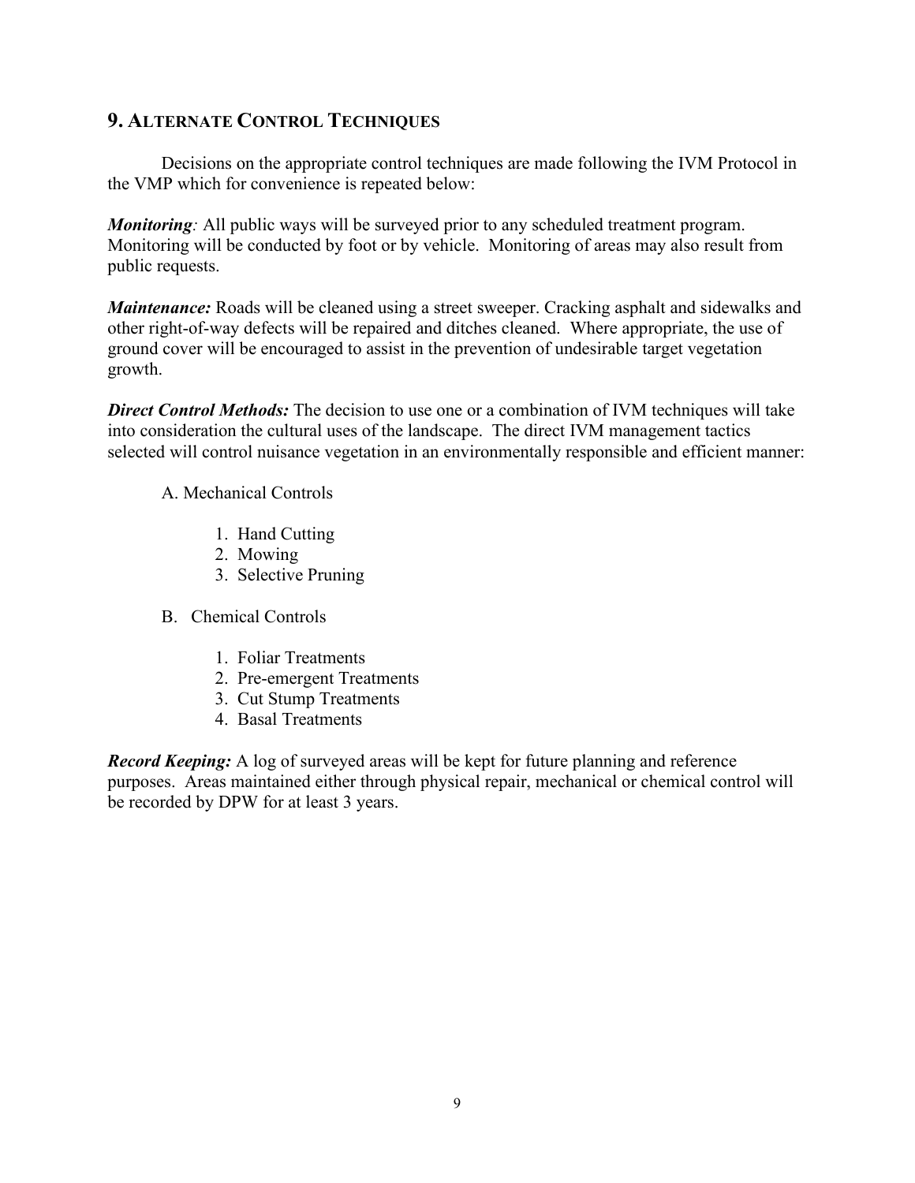## 9. Alternate Control Techniques

Decisions on the appropriate control techniques are made following the IVM Protocol in the VMP which for convenience is repeated below:

***Monitoring**:* All public ways will be surveyed prior to any scheduled treatment program. Monitoring will be conducted by foot or by vehicle. Monitoring of areas may also result from public requests.

***Maintenance:*** Roads will be cleaned using a street sweeper. Cracking asphalt and sidewalks and other right-of-way defects will be repaired and ditches cleaned. Where appropriate, the use of ground cover will be encouraged to assist in the prevention of undesirable target vegetation growth.

***Direct Control Methods:*** The decision to use one or a combination of IVM techniques will take into consideration the cultural uses of the landscape. The direct IVM management tactics selected will control nuisance vegetation in an environmentally responsible and efficient manner:

A. Mechanical Controls

1. Hand Cutting
2. Mowing
3. Selective Pruning

B. Chemical Controls

1. Foliar Treatments
2. Pre-emergent Treatments
3. Cut Stump Treatments
4. Basal Treatments

***Record Keeping:*** A log of surveyed areas will be kept for future planning and reference purposes. Areas maintained either through physical repair, mechanical or chemical control will be recorded by DPW for at least 3 years.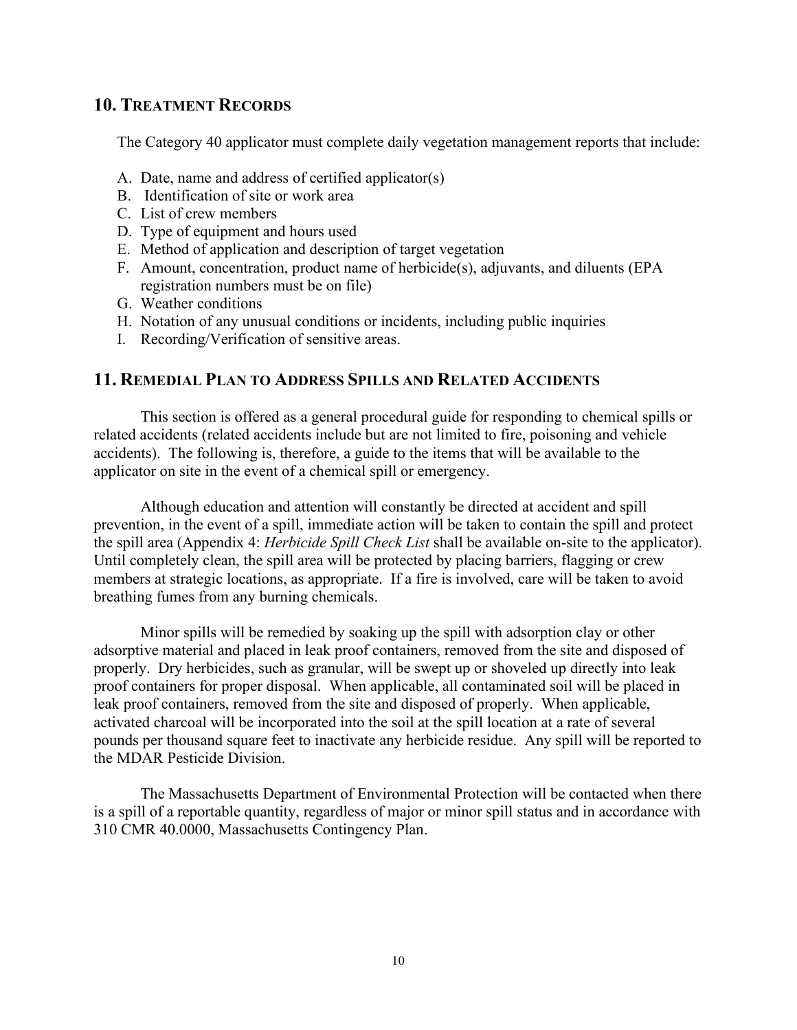## 10. Treatment Records

The Category 40 applicator must complete daily vegetation management reports that include:

A. Date, name and address of certified applicator(s)
B. Identification of site or work area
C. List of crew members
D. Type of equipment and hours used
E. Method of application and description of target vegetation
F. Amount, concentration, product name of herbicide(s), adjuvants, and diluents (EPA registration numbers must be on file)
G. Weather conditions
H. Notation of any unusual conditions or incidents, including public inquiries
I. Recording/Verification of sensitive areas.

## 11. Remedial Plan to Address Spills and Related Accidents

This section is offered as a general procedural guide for responding to chemical spills or related accidents (related accidents include but are not limited to fire, poisoning and vehicle accidents). The following is, therefore, a guide to the items that will be available to the applicator on site in the event of a chemical spill or emergency.

Although education and attention will constantly be directed at accident and spill prevention, in the event of a spill, immediate action will be taken to contain the spill and protect the spill area (Appendix 4: *Herbicide Spill Check List* shall be available on-site to the applicator). Until completely clean, the spill area will be protected by placing barriers, flagging or crew members at strategic locations, as appropriate. If a fire is involved, care will be taken to avoid breathing fumes from any burning chemicals.

Minor spills will be remedied by soaking up the spill with adsorption clay or other adsorptive material and placed in leak proof containers, removed from the site and disposed of properly. Dry herbicides, such as granular, will be swept up or shoveled up directly into leak proof containers for proper disposal. When applicable, all contaminated soil will be placed in leak proof containers, removed from the site and disposed of properly. When applicable, activated charcoal will be incorporated into the soil at the spill location at a rate of several pounds per thousand square feet to inactivate any herbicide residue. Any spill will be reported to the MDAR Pesticide Division.

The Massachusetts Department of Environmental Protection will be contacted when there is a spill of a reportable quantity, regardless of major or minor spill status and in accordance with 310 CMR 40.0000, Massachusetts Contingency Plan.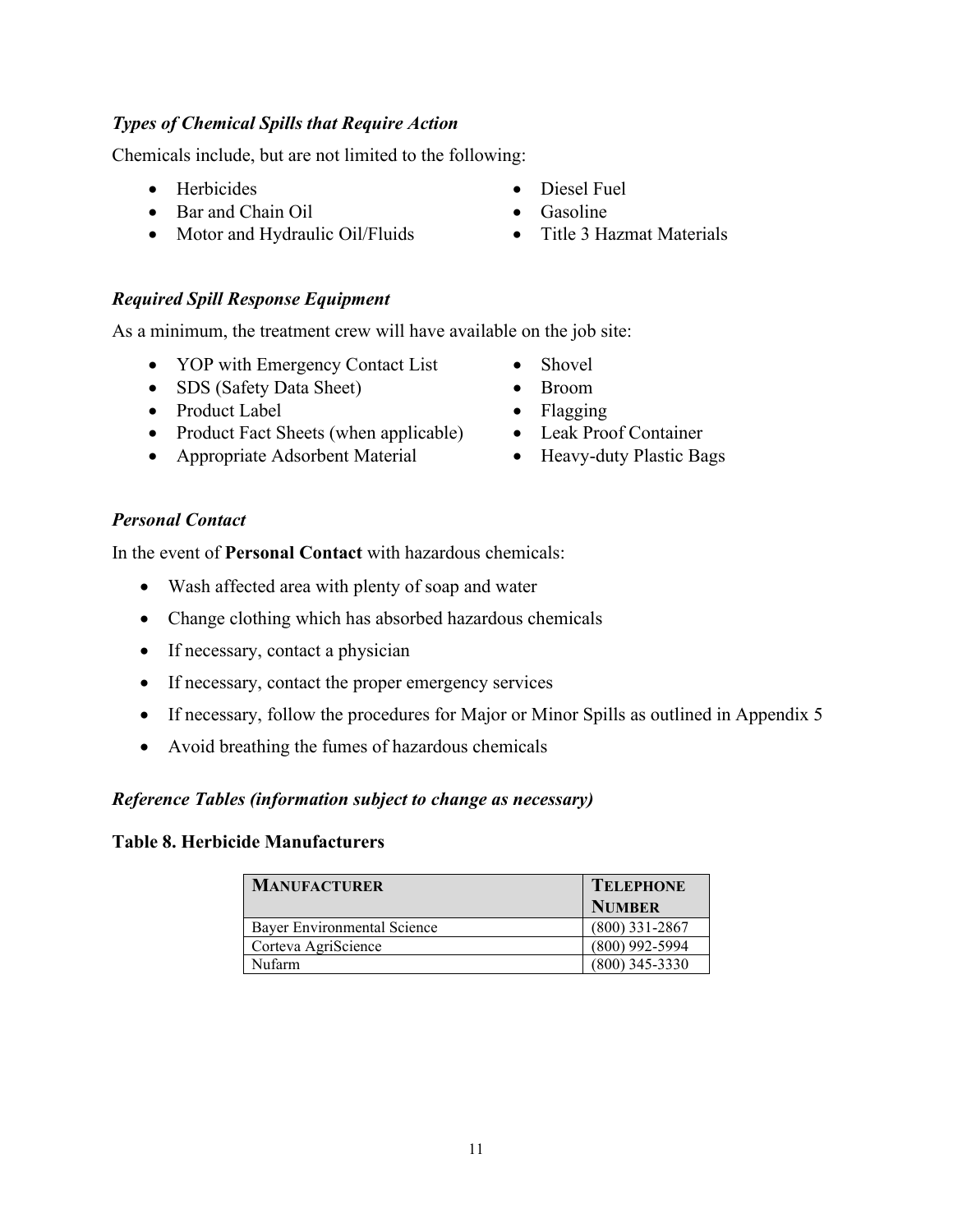### *Types of Chemical Spills that Require Action*

Chemicals include, but are not limited to the following:

- Herbicides
- Bar and Chain Oil
- Motor and Hydraulic Oil/Fluids
- Diesel Fuel
- Gasoline
- Title 3 Hazmat Materials

### *Required Spill Response Equipment*

As a minimum, the treatment crew will have available on the job site:

- YOP with Emergency Contact List
- SDS (Safety Data Sheet)
- Product Label
- Product Fact Sheets (when applicable)
- Appropriate Adsorbent Material
- Shovel
- Broom
- Flagging
- Leak Proof Container
- Heavy-duty Plastic Bags

### *Personal Contact*

In the event of **Personal Contact** with hazardous chemicals:

- Wash affected area with plenty of soap and water
- Change clothing which has absorbed hazardous chemicals
- If necessary, contact a physician
- If necessary, contact the proper emergency services
- If necessary, follow the procedures for Major or Minor Spills as outlined in Appendix 5
- Avoid breathing the fumes of hazardous chemicals

### *Reference Tables (information subject to change as necessary)*

**Table 8. Herbicide Manufacturers**

| MANUFACTURER | TELEPHONE NUMBER |
|---|---|
| Bayer Environmental Science | (800) 331-2867 |
| Corteva AgriScience | (800) 992-5994 |
| Nufarm | (800) 345-3330 |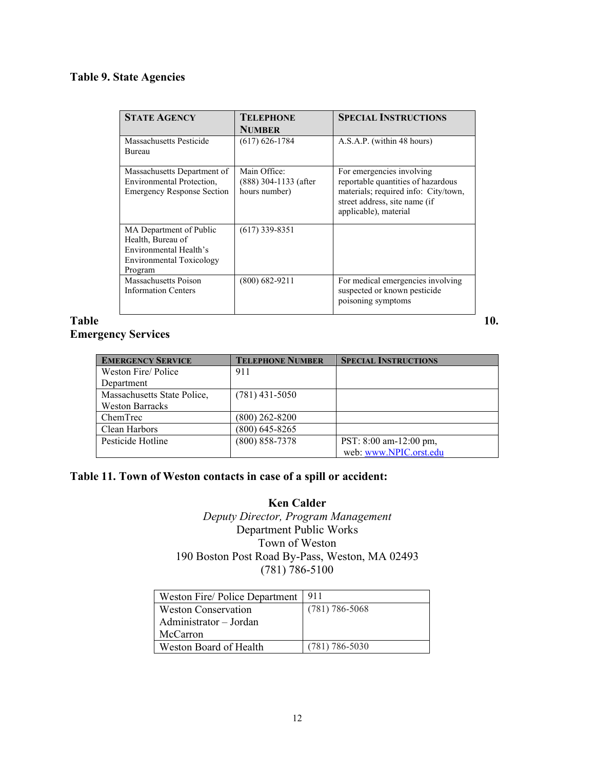**Table 9. State Agencies**

| State Agency | Telephone Number | Special Instructions |
|---|---|---|
| Massachusetts Pesticide Bureau | (617) 626-1784 | A.S.A.P. (within 48 hours) |
| Massachusetts Department of Environmental Protection, Emergency Response Section | Main Office: (888) 304-1133 (after hours number) | For emergencies involving reportable quantities of hazardous materials; required info: City/town, street address, site name (if applicable), material |
| MA Department of Public Health, Bureau of Environmental Health's Environmental Toxicology Program | (617) 339-8351 | |
| Massachusetts Poison Information Centers | (800) 682-9211 | For medical emergencies involving suspected or known pesticide poisoning symptoms |

**Table 10. Emergency Services**

| Emergency Service | Telephone Number | Special Instructions |
|---|---|---|
| Weston Fire/ Police Department | 911 | |
| Massachusetts State Police, Weston Barracks | (781) 431-5050 | |
| ChemTrec | (800) 262-8200 | |
| Clean Harbors | (800) 645-8265 | |
| Pesticide Hotline | (800) 858-7378 | PST: 8:00 am-12:00 pm, web: www.NPIC.orst.edu |

**Table 11. Town of Weston contacts in case of a spill or accident:**

**Ken Calder**
*Deputy Director, Program Management*
Department Public Works
Town of Weston
190 Boston Post Road By-Pass, Weston, MA 02493
(781) 786-5100

| | |
|---|---|
| Weston Fire/ Police Department | 911 |
| Weston Conservation Administrator – Jordan McCarron | (781) 786-5068 |
| Weston Board of Health | (781) 786-5030 |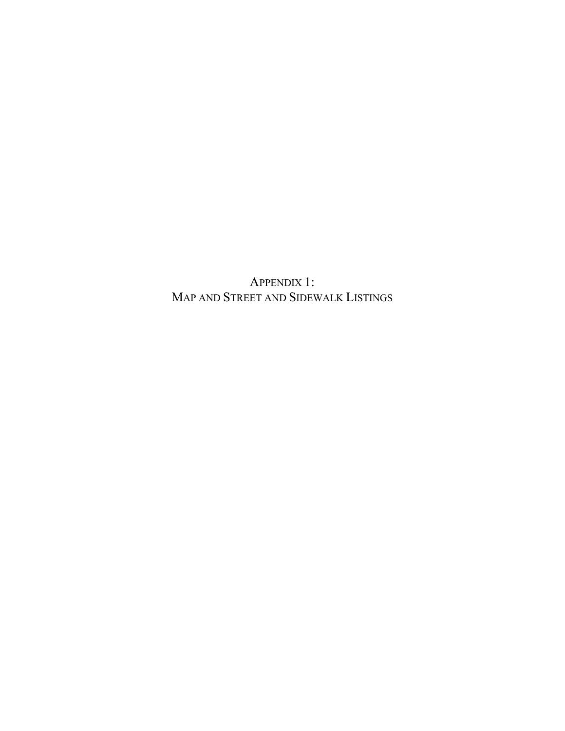# APPENDIX 1:
# MAP AND STREET AND SIDEWALK LISTINGS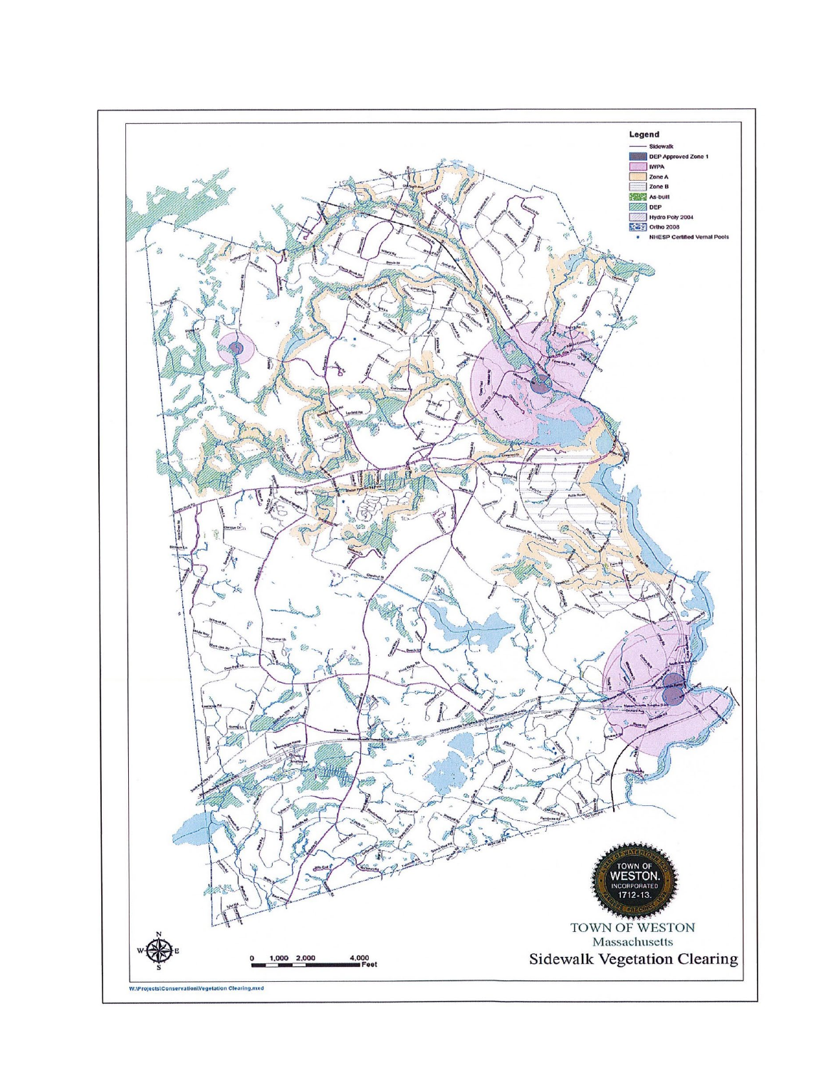**Legend**

- Sidewalk
- DEP Approved Zone 1
- IWPA
- Zone A
- Zone B
- As-built
- DEP
- Hydro Poly 2004
- Ortho 2008
- NHESP Certified Vernal Pools

0 1,000 2,000 4,000 Feet

TOWN OF WESTON INCORPORATED 1712-13.

TOWN OF WESTON
Massachusetts
**Sidewalk Vegetation Clearing**

W:\Projects\Conservation\Vegetation Clearing.mxd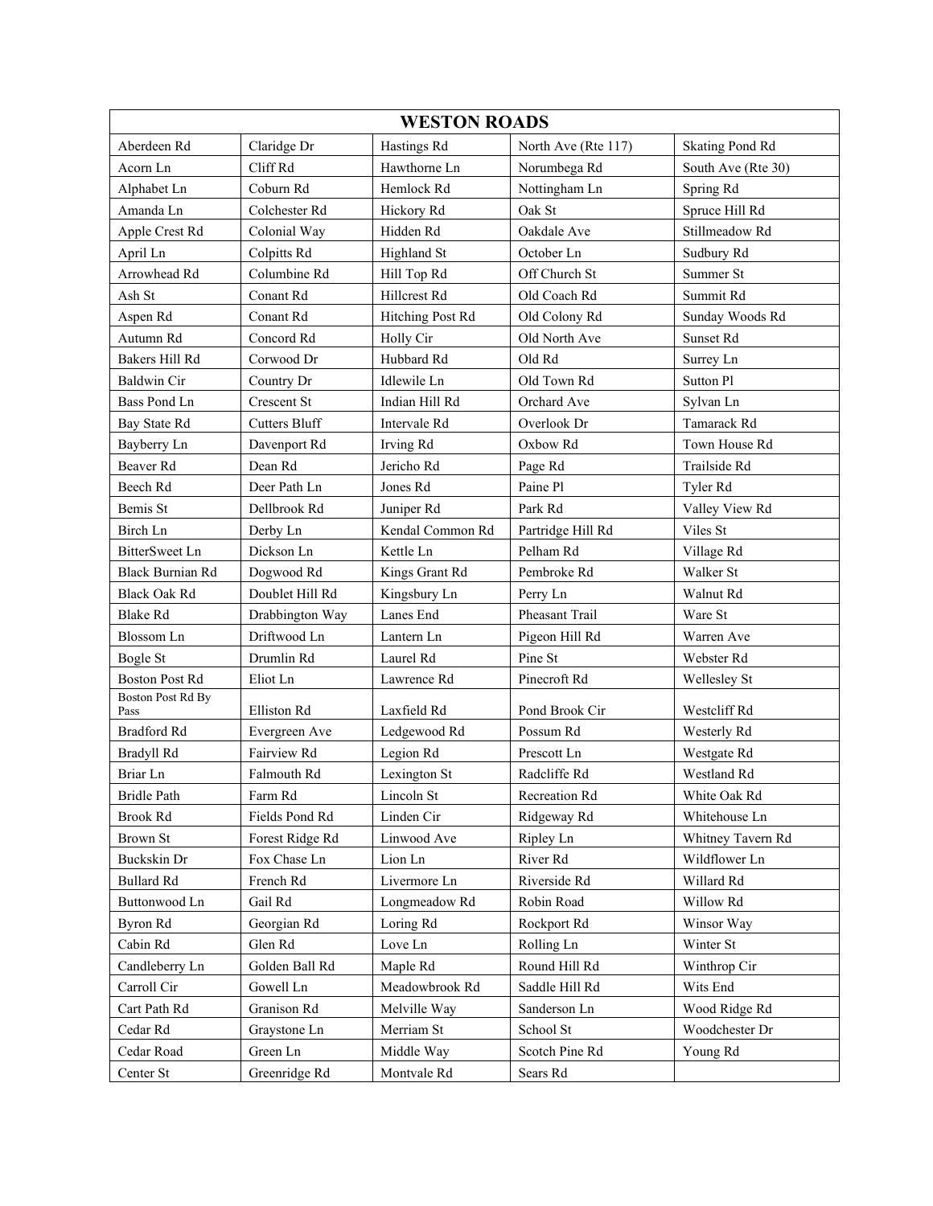| WESTON ROADS | | | | |
|---|---|---|---|---|
| Aberdeen Rd | Claridge Dr | Hastings Rd | North Ave (Rte 117) | Skating Pond Rd |
| Acorn Ln | Cliff Rd | Hawthorne Ln | Norumbega Rd | South Ave (Rte 30) |
| Alphabet Ln | Coburn Rd | Hemlock Rd | Nottingham Ln | Spring Rd |
| Amanda Ln | Colchester Rd | Hickory Rd | Oak St | Spruce Hill Rd |
| Apple Crest Rd | Colonial Way | Hidden Rd | Oakdale Ave | Stillmeadow Rd |
| April Ln | Colpitts Rd | Highland St | October Ln | Sudbury Rd |
| Arrowhead Rd | Columbine Rd | Hill Top Rd | Off Church St | Summer St |
| Ash St | Conant Rd | Hillcrest Rd | Old Coach Rd | Summit Rd |
| Aspen Rd | Conant Rd | Hitching Post Rd | Old Colony Rd | Sunday Woods Rd |
| Autumn Rd | Concord Rd | Holly Cir | Old North Ave | Sunset Rd |
| Bakers Hill Rd | Corwood Dr | Hubbard Rd | Old Rd | Surrey Ln |
| Baldwin Cir | Country Dr | Idlewile Ln | Old Town Rd | Sutton Pl |
| Bass Pond Ln | Crescent St | Indian Hill Rd | Orchard Ave | Sylvan Ln |
| Bay State Rd | Cutters Bluff | Intervale Rd | Overlook Dr | Tamarack Rd |
| Bayberry Ln | Davenport Rd | Irving Rd | Oxbow Rd | Town House Rd |
| Beaver Rd | Dean Rd | Jericho Rd | Page Rd | Trailside Rd |
| Beech Rd | Deer Path Ln | Jones Rd | Paine Pl | Tyler Rd |
| Bemis St | Dellbrook Rd | Juniper Rd | Park Rd | Valley View Rd |
| Birch Ln | Derby Ln | Kendal Common Rd | Partridge Hill Rd | Viles St |
| BitterSweet Ln | Dickson Ln | Kettle Ln | Pelham Rd | Village Rd |
| Black Burnian Rd | Dogwood Rd | Kings Grant Rd | Pembroke Rd | Walker St |
| Black Oak Rd | Doublet Hill Rd | Kingsbury Ln | Perry Ln | Walnut Rd |
| Blake Rd | Drabbington Way | Lanes End | Pheasant Trail | Ware St |
| Blossom Ln | Driftwood Ln | Lantern Ln | Pigeon Hill Rd | Warren Ave |
| Bogle St | Drumlin Rd | Laurel Rd | Pine St | Webster Rd |
| Boston Post Rd | Eliot Ln | Lawrence Rd | Pinecroft Rd | Wellesley St |
| Boston Post Rd By Pass | Elliston Rd | Laxfield Rd | Pond Brook Cir | Westcliff Rd |
| Bradford Rd | Evergreen Ave | Ledgewood Rd | Possum Rd | Westerly Rd |
| Bradyll Rd | Fairview Rd | Legion Rd | Prescott Ln | Westgate Rd |
| Briar Ln | Falmouth Rd | Lexington St | Radcliffe Rd | Westland Rd |
| Bridle Path | Farm Rd | Lincoln St | Recreation Rd | White Oak Rd |
| Brook Rd | Fields Pond Rd | Linden Cir | Ridgeway Rd | Whitehouse Ln |
| Brown St | Forest Ridge Rd | Linwood Ave | Ripley Ln | Whitney Tavern Rd |
| Buckskin Dr | Fox Chase Ln | Lion Ln | River Rd | Wildflower Ln |
| Bullard Rd | French Rd | Livermore Ln | Riverside Rd | Willard Rd |
| Buttonwood Ln | Gail Rd | Longmeadow Rd | Robin Road | Willow Rd |
| Byron Rd | Georgian Rd | Loring Rd | Rockport Rd | Winsor Way |
| Cabin Rd | Glen Rd | Love Ln | Rolling Ln | Winter St |
| Candleberry Ln | Golden Ball Rd | Maple Rd | Round Hill Rd | Winthrop Cir |
| Carroll Cir | Gowell Ln | Meadowbrook Rd | Saddle Hill Rd | Wits End |
| Cart Path Rd | Granison Rd | Melville Way | Sanderson Ln | Wood Ridge Rd |
| Cedar Rd | Graystone Ln | Merriam St | School St | Woodchester Dr |
| Cedar Road | Green Ln | Middle Way | Scotch Pine Rd | Young Rd |
| Center St | Greenridge Rd | Montvale Rd | Sears Rd | |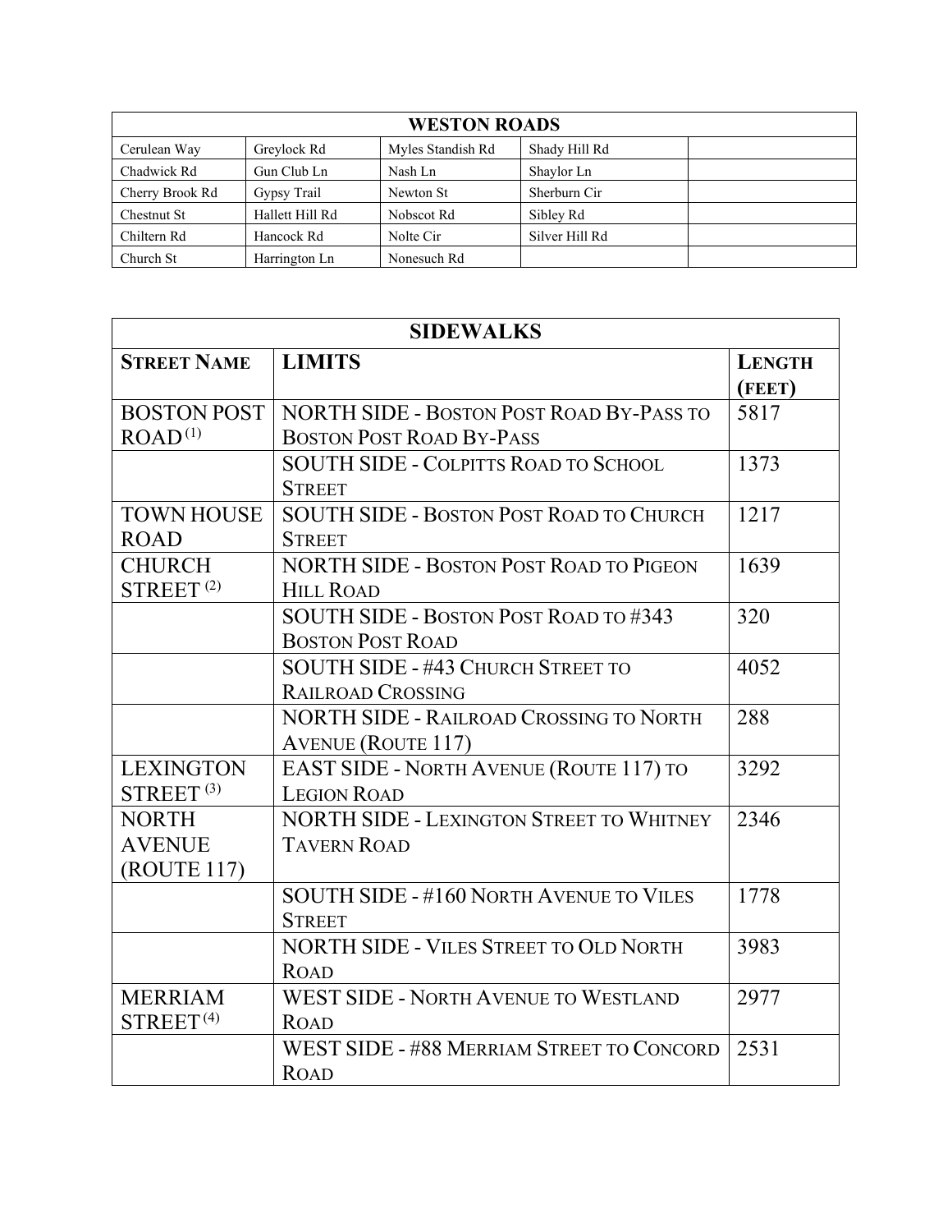| WESTON ROADS | | | | |
|---|---|---|---|---|
| Cerulean Way | Greylock Rd | Myles Standish Rd | Shady Hill Rd | |
| Chadwick Rd | Gun Club Ln | Nash Ln | Shaylor Ln | |
| Cherry Brook Rd | Gypsy Trail | Newton St | Sherburn Cir | |
| Chestnut St | Hallett Hill Rd | Nobscot Rd | Sibley Rd | |
| Chiltern Rd | Hancock Rd | Nolte Cir | Silver Hill Rd | |
| Church St | Harrington Ln | Nonesuch Rd | | |

| SIDEWALKS | | |
|---|---|---|
| **STREET NAME** | **LIMITS** | **LENGTH (FEET)** |
| BOSTON POST ROAD [(1)] | NORTH SIDE - BOSTON POST ROAD BY-PASS TO BOSTON POST ROAD BY-PASS | 5817 |
| | SOUTH SIDE - COLPITTS ROAD TO SCHOOL STREET | 1373 |
| TOWN HOUSE ROAD | SOUTH SIDE - BOSTON POST ROAD TO CHURCH STREET | 1217 |
| CHURCH STREET [(2)] | NORTH SIDE - BOSTON POST ROAD TO PIGEON HILL ROAD | 1639 |
| | SOUTH SIDE - BOSTON POST ROAD TO #343 BOSTON POST ROAD | 320 |
| | SOUTH SIDE - #43 CHURCH STREET TO RAILROAD CROSSING | 4052 |
| | NORTH SIDE - RAILROAD CROSSING TO NORTH AVENUE (ROUTE 117) | 288 |
| LEXINGTON STREET [(3)] | EAST SIDE - NORTH AVENUE (ROUTE 117) TO LEGION ROAD | 3292 |
| NORTH AVENUE (ROUTE 117) | NORTH SIDE - LEXINGTON STREET TO WHITNEY TAVERN ROAD | 2346 |
| | SOUTH SIDE - #160 NORTH AVENUE TO VILES STREET | 1778 |
| | NORTH SIDE - VILES STREET TO OLD NORTH ROAD | 3983 |
| MERRIAM STREET [(4)] | WEST SIDE - NORTH AVENUE TO WESTLAND ROAD | 2977 |
| | WEST SIDE - #88 MERRIAM STREET TO CONCORD ROAD | 2531 |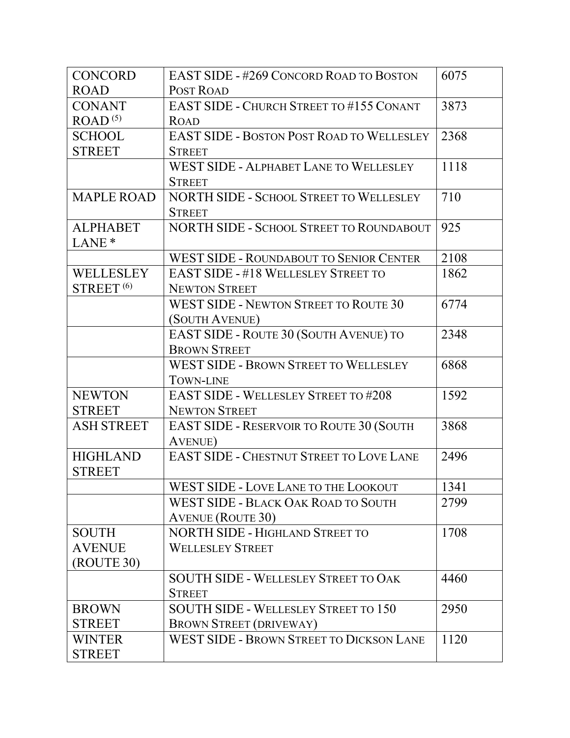| CONCORD ROAD | EAST SIDE - #269 CONCORD ROAD TO BOSTON POST ROAD | 6075 |
|---|---|---|
| CONANT ROAD [5] | EAST SIDE - CHURCH STREET TO #155 CONANT ROAD | 3873 |
| SCHOOL STREET | EAST SIDE - BOSTON POST ROAD TO WELLESLEY STREET | 2368 |
| | WEST SIDE - ALPHABET LANE TO WELLESLEY STREET | 1118 |
| MAPLE ROAD | NORTH SIDE - SCHOOL STREET TO WELLESLEY STREET | 710 |
| ALPHABET LANE * | NORTH SIDE - SCHOOL STREET TO ROUNDABOUT | 925 |
| | WEST SIDE - ROUNDABOUT TO SENIOR CENTER | 2108 |
| WELLESLEY STREET [6] | EAST SIDE - #18 WELLESLEY STREET TO NEWTON STREET | 1862 |
| | WEST SIDE - NEWTON STREET TO ROUTE 30 (SOUTH AVENUE) | 6774 |
| | EAST SIDE - ROUTE 30 (SOUTH AVENUE) TO BROWN STREET | 2348 |
| | WEST SIDE - BROWN STREET TO WELLESLEY TOWN-LINE | 6868 |
| NEWTON STREET | EAST SIDE - WELLESLEY STREET TO #208 NEWTON STREET | 1592 |
| ASH STREET | EAST SIDE - RESERVOIR TO ROUTE 30 (SOUTH AVENUE) | 3868 |
| HIGHLAND STREET | EAST SIDE - CHESTNUT STREET TO LOVE LANE | 2496 |
| | WEST SIDE - LOVE LANE TO THE LOOKOUT | 1341 |
| | WEST SIDE - BLACK OAK ROAD TO SOUTH AVENUE (ROUTE 30) | 2799 |
| SOUTH AVENUE (ROUTE 30) | NORTH SIDE - HIGHLAND STREET TO WELLESLEY STREET | 1708 |
| | SOUTH SIDE - WELLESLEY STREET TO OAK STREET | 4460 |
| BROWN STREET | SOUTH SIDE - WELLESLEY STREET TO 150 BROWN STREET (DRIVEWAY) | 2950 |
| WINTER STREET | WEST SIDE - BROWN STREET TO DICKSON LANE | 1120 |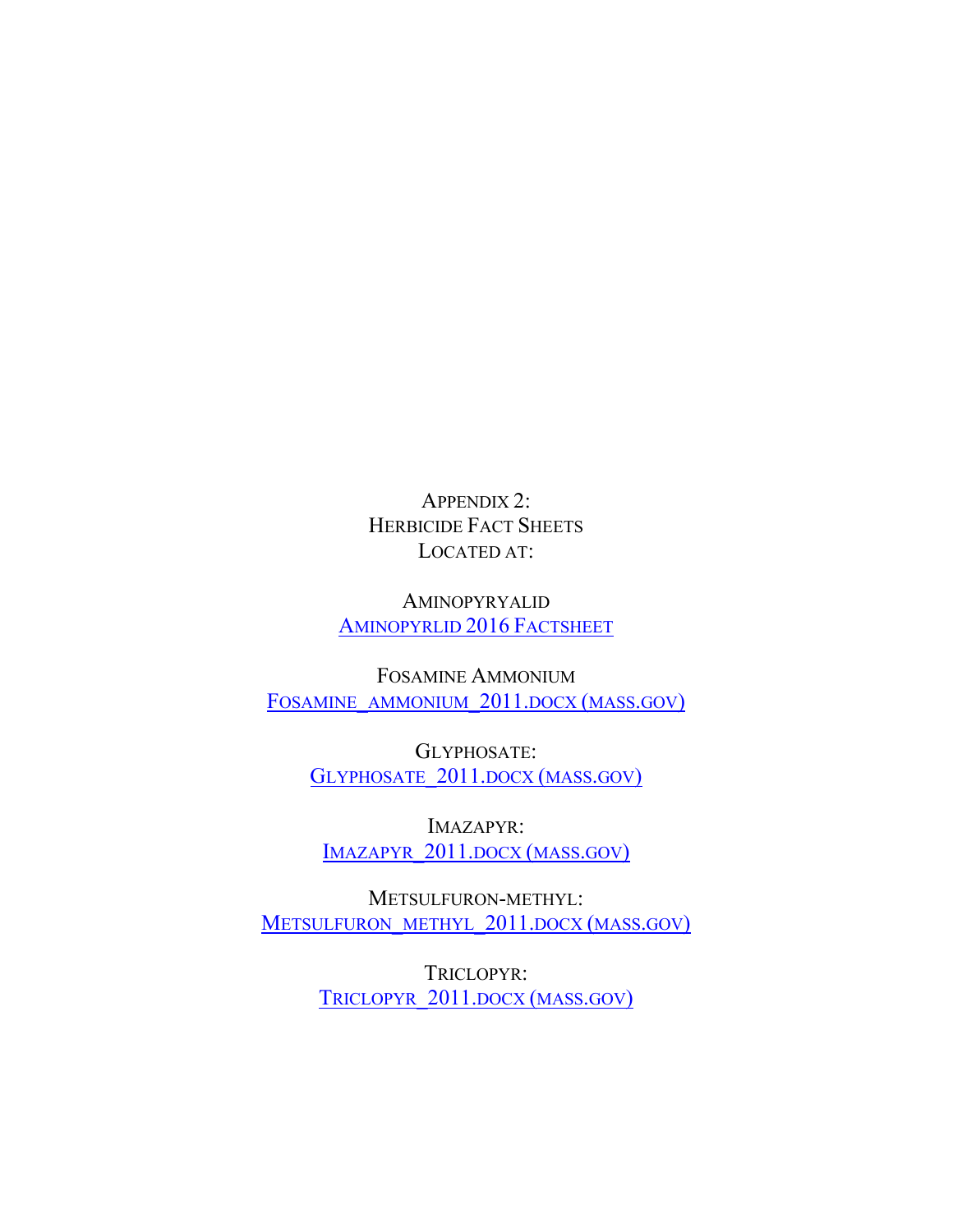# APPENDIX 2:
# HERBICIDE FACT SHEETS
# LOCATED AT:

AMINOPYRYALID
AMINOPYRLID 2016 FACTSHEET

FOSAMINE AMMONIUM
FOSAMINE_AMMONIUM_2011.DOCX (MASS.GOV)

GLYPHOSATE:
GLYPHOSATE_2011.DOCX (MASS.GOV)

IMAZAPYR:
IMAZAPYR_2011.DOCX (MASS.GOV)

METSULFURON-METHYL:
METSULFURON_METHYL_2011.DOCX (MASS.GOV)

TRICLOPYR:
TRICLOPYR_2011.DOCX (MASS.GOV)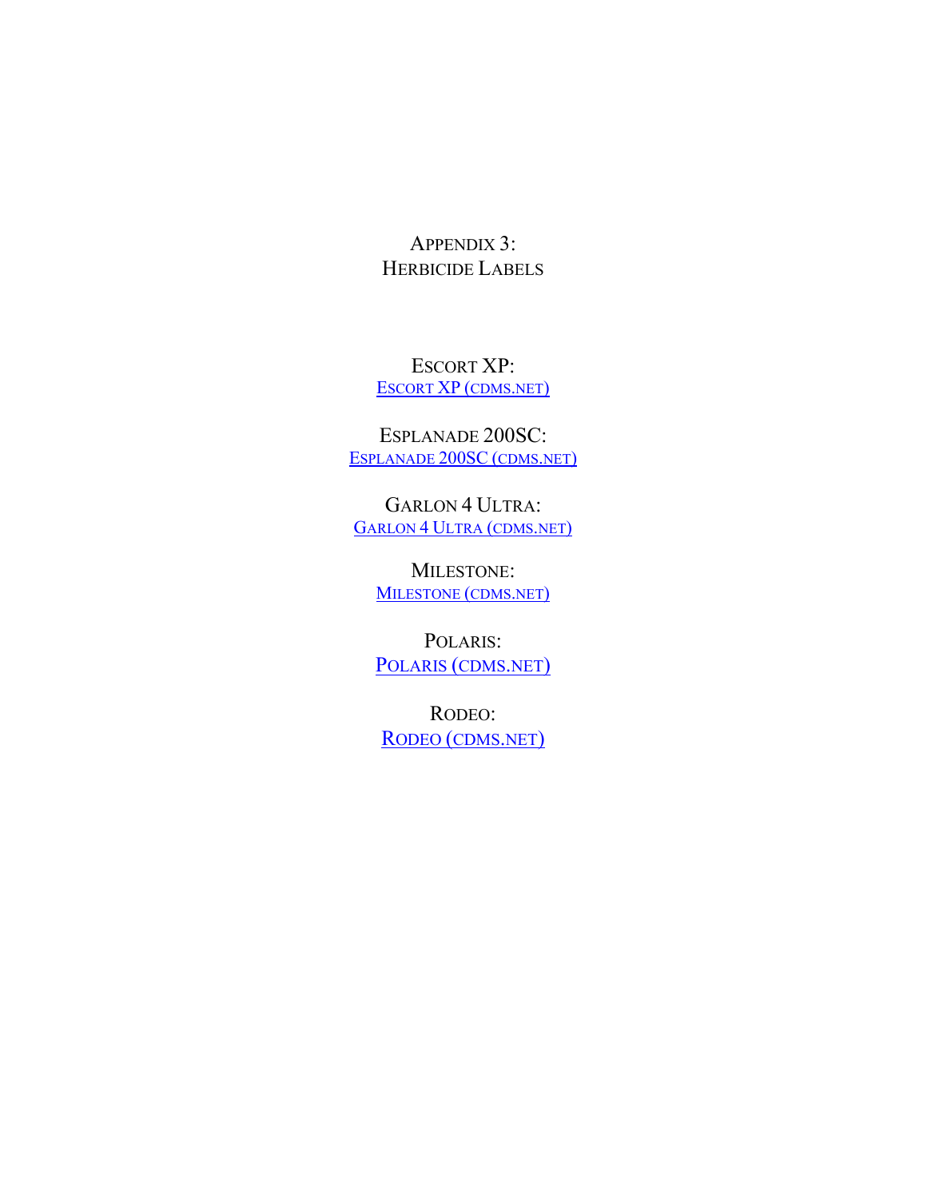# APPENDIX 3:
# HERBICIDE LABELS

ESCORT XP:
ESCORT XP (CDMS.NET)

ESPLANADE 200SC:
ESPLANADE 200SC (CDMS.NET)

GARLON 4 ULTRA:
GARLON 4 ULTRA (CDMS.NET)

MILESTONE:
MILESTONE (CDMS.NET)

POLARIS:
POLARIS (CDMS.NET)

RODEO:
RODEO (CDMS.NET)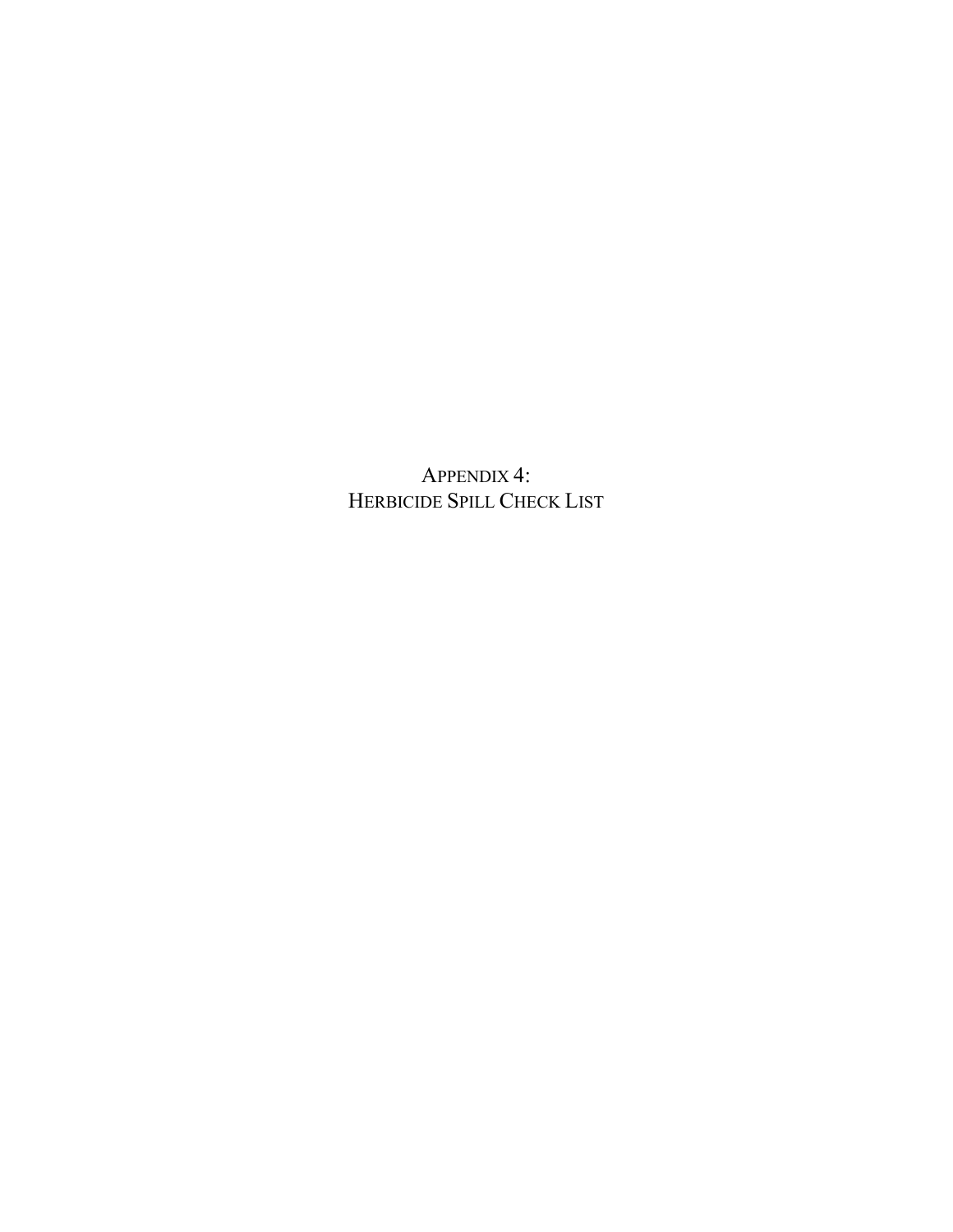# APPENDIX 4:
# HERBICIDE SPILL CHECK LIST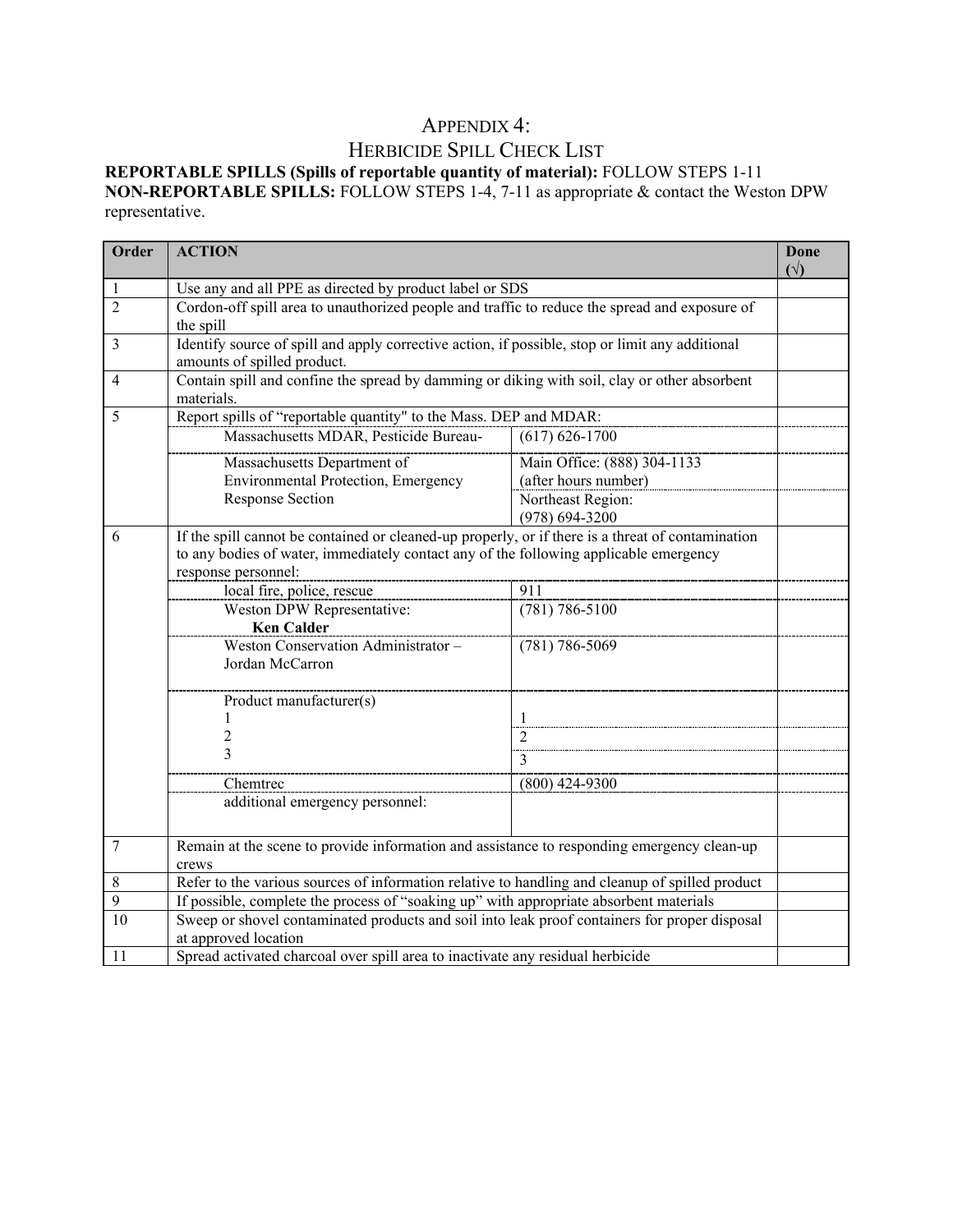# APPENDIX 4:
# HERBICIDE SPILL CHECK LIST

**REPORTABLE SPILLS (Spills of reportable quantity of material):** FOLLOW STEPS 1-11
**NON-REPORTABLE SPILLS:** FOLLOW STEPS 1-4, 7-11 as appropriate & contact the Weston DPW representative.

| Order | ACTION | | Done (√) |
|---|---|---|---|
| 1 | Use any and all PPE as directed by product label or SDS | | |
| 2 | Cordon-off spill area to unauthorized people and traffic to reduce the spread and exposure of the spill | | |
| 3 | Identify source of spill and apply corrective action, if possible, stop or limit any additional amounts of spilled product. | | |
| 4 | Contain spill and confine the spread by damming or diking with soil, clay or other absorbent materials. | | |
| 5 | Report spills of "reportable quantity" to the Mass. DEP and MDAR: | | |
| | Massachusetts MDAR, Pesticide Bureau- | (617) 626-1700 | |
| | Massachusetts Department of Environmental Protection, Emergency Response Section | Main Office: (888) 304-1133 (after hours number) | |
| | | Northeast Region: (978) 694-3200 | |
| 6 | If the spill cannot be contained or cleaned-up properly, or if there is a threat of contamination to any bodies of water, immediately contact any of the following applicable emergency response personnel: | | |
| | local fire, police, rescue | 911 | |
| | Weston DPW Representative: **Ken Calder** | (781) 786-5100 | |
| | Weston Conservation Administrator – Jordan McCarron | (781) 786-5069 | |
| | Product manufacturer(s) 1 | 1 | |
| | 2 | 2 | |
| | 3 | 3 | |
| | Chemtrec | (800) 424-9300 | |
| | additional emergency personnel: | | |
| 7 | Remain at the scene to provide information and assistance to responding emergency clean-up crews | | |
| 8 | Refer to the various sources of information relative to handling and cleanup of spilled product | | |
| 9 | If possible, complete the process of "soaking up" with appropriate absorbent materials | | |
| 10 | Sweep or shovel contaminated products and soil into leak proof containers for proper disposal at approved location | | |
| 11 | Spread activated charcoal over spill area to inactivate any residual herbicide | | |